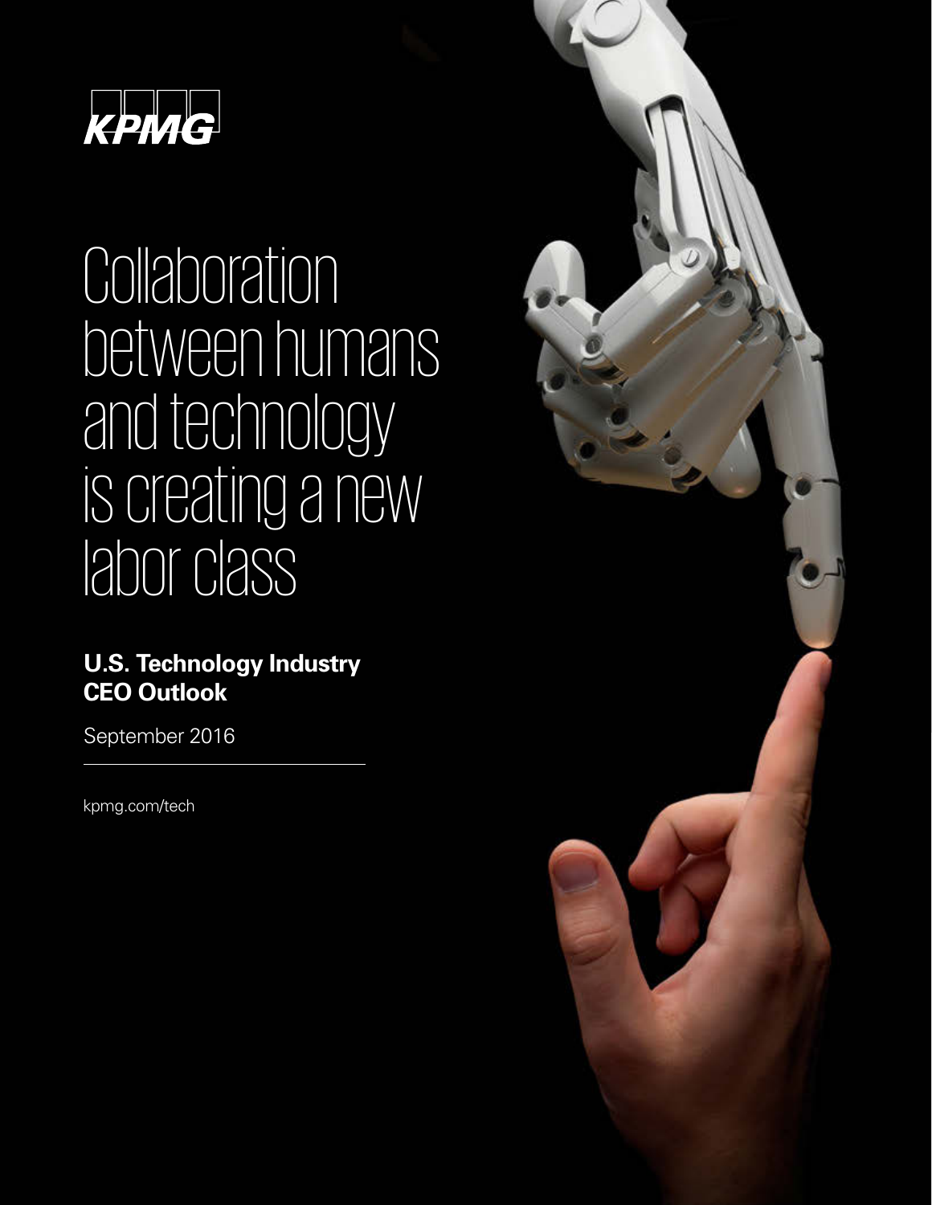KPMG

# Collaboration between humans and technology is creating a new labor class

**U.S. Technology Industry CEO Outlook**

September 2016

kpmg.com/tech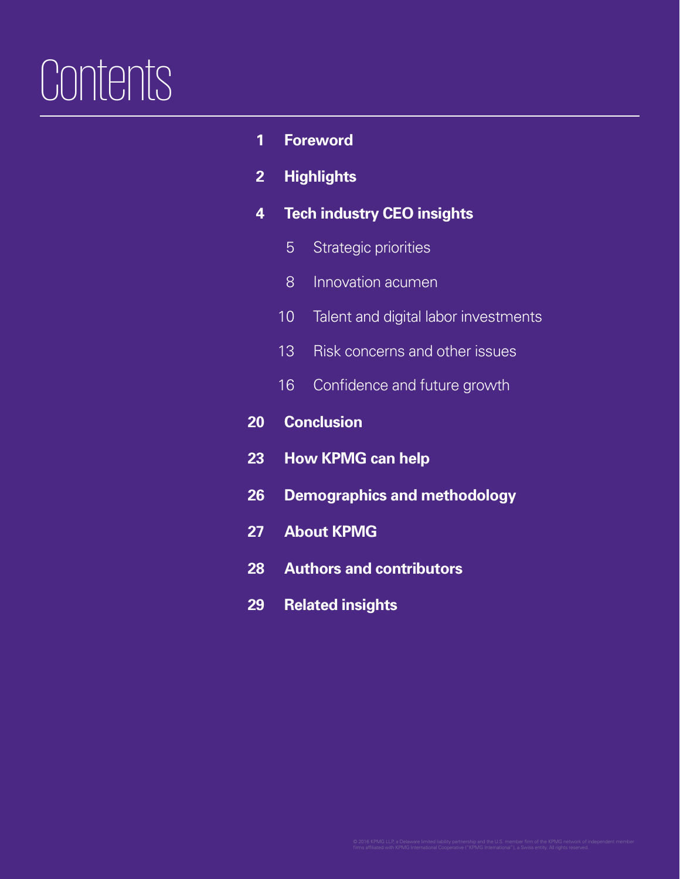# Contents

**1 Foreword**

**2 Highlights**

**4 Tech industry CEO insights**

- 5 Strategic priorities
- 8 Innovation acumen
- 10 Talent and digital labor investments
- 13 Risk concerns and other issues
- 16 Confidence and future growth

**20 Conclusion**

**23 How KPMG can help**

**26 Demographics and methodology**

**27 About KPMG**

**28 Authors and contributors**

**29 Related insights**

© 2016 KPMG LLP, a Delaware limited liability partnership and the U.S. member firm of the KPMG network of independent member firms affiliated with KPMG International Cooperative ("KPMG International"), a Swiss entity. All rights reserved.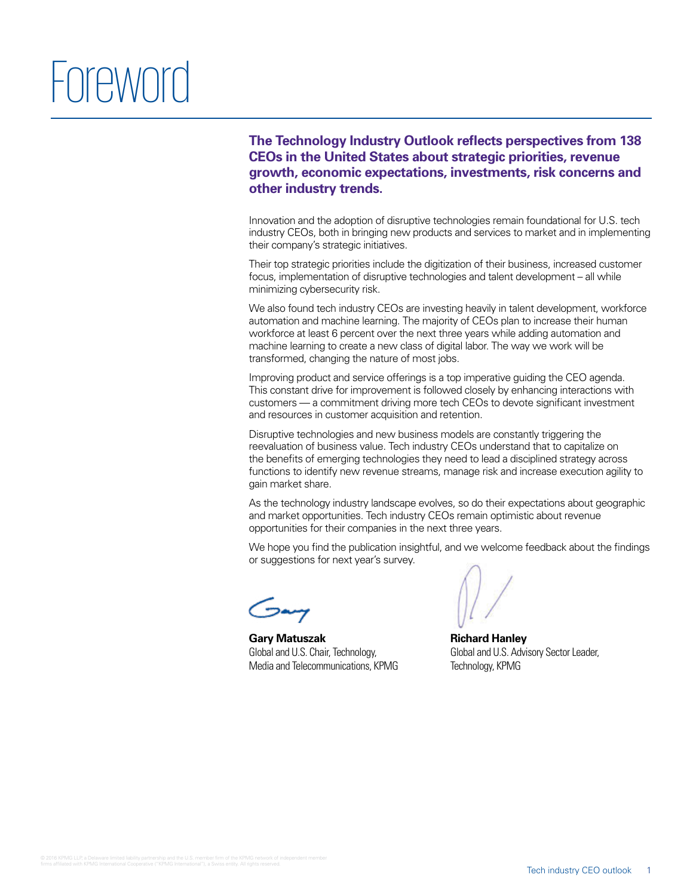# Foreword

**The Technology Industry Outlook reflects perspectives from 138 CEOs in the United States about strategic priorities, revenue growth, economic expectations, investments, risk concerns and other industry trends.**

Innovation and the adoption of disruptive technologies remain foundational for U.S. tech industry CEOs, both in bringing new products and services to market and in implementing their company's strategic initiatives.

Their top strategic priorities include the digitization of their business, increased customer focus, implementation of disruptive technologies and talent development – all while minimizing cybersecurity risk.

We also found tech industry CEOs are investing heavily in talent development, workforce automation and machine learning. The majority of CEOs plan to increase their human workforce at least 6 percent over the next three years while adding automation and machine learning to create a new class of digital labor. The way we work will be transformed, changing the nature of most jobs.

Improving product and service offerings is a top imperative guiding the CEO agenda. This constant drive for improvement is followed closely by enhancing interactions with customers — a commitment driving more tech CEOs to devote significant investment and resources in customer acquisition and retention.

Disruptive technologies and new business models are constantly triggering the reevaluation of business value. Tech industry CEOs understand that to capitalize on the benefits of emerging technologies they need to lead a disciplined strategy across functions to identify new revenue streams, manage risk and increase execution agility to gain market share.

As the technology industry landscape evolves, so do their expectations about geographic and market opportunities. Tech industry CEOs remain optimistic about revenue opportunities for their companies in the next three years.

We hope you find the publication insightful, and we welcome feedback about the findings or suggestions for next year's survey.

**Gary Matuszak**
Global and U.S. Chair, Technology, Media and Telecommunications, KPMG

**Richard Hanley**
Global and U.S. Advisory Sector Leader, Technology, KPMG

© 2016 KPMG LLP, a Delaware limited liability partnership and the U.S. member firm of the KPMG network of independent member firms affiliated with KPMG International Cooperative ("KPMG International"), a Swiss entity. All rights reserved.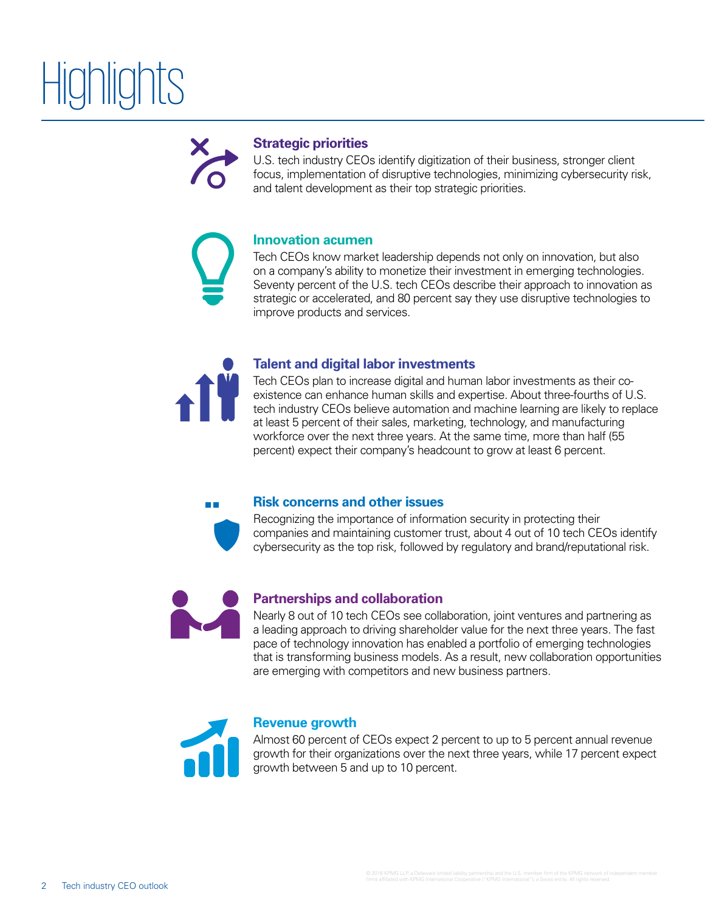# Highlights

## Strategic priorities

U.S. tech industry CEOs identify digitization of their business, stronger client focus, implementation of disruptive technologies, minimizing cybersecurity risk, and talent development as their top strategic priorities.

## Innovation acumen

Tech CEOs know market leadership depends not only on innovation, but also on a company's ability to monetize their investment in emerging technologies. Seventy percent of the U.S. tech CEOs describe their approach to innovation as strategic or accelerated, and 80 percent say they use disruptive technologies to improve products and services.

## Talent and digital labor investments

Tech CEOs plan to increase digital and human labor investments as their co-existence can enhance human skills and expertise. About three-fourths of U.S. tech industry CEOs believe automation and machine learning are likely to replace at least 5 percent of their sales, marketing, technology, and manufacturing workforce over the next three years. At the same time, more than half (55 percent) expect their company's headcount to grow at least 6 percent.

## Risk concerns and other issues

Recognizing the importance of information security in protecting their companies and maintaining customer trust, about 4 out of 10 tech CEOs identify cybersecurity as the top risk, followed by regulatory and brand/reputational risk.

## Partnerships and collaboration

Nearly 8 out of 10 tech CEOs see collaboration, joint ventures and partnering as a leading approach to driving shareholder value for the next three years. The fast pace of technology innovation has enabled a portfolio of emerging technologies that is transforming business models. As a result, new collaboration opportunities are emerging with competitors and new business partners.

## Revenue growth

Almost 60 percent of CEOs expect 2 percent to up to 5 percent annual revenue growth for their organizations over the next three years, while 17 percent expect growth between 5 and up to 10 percent.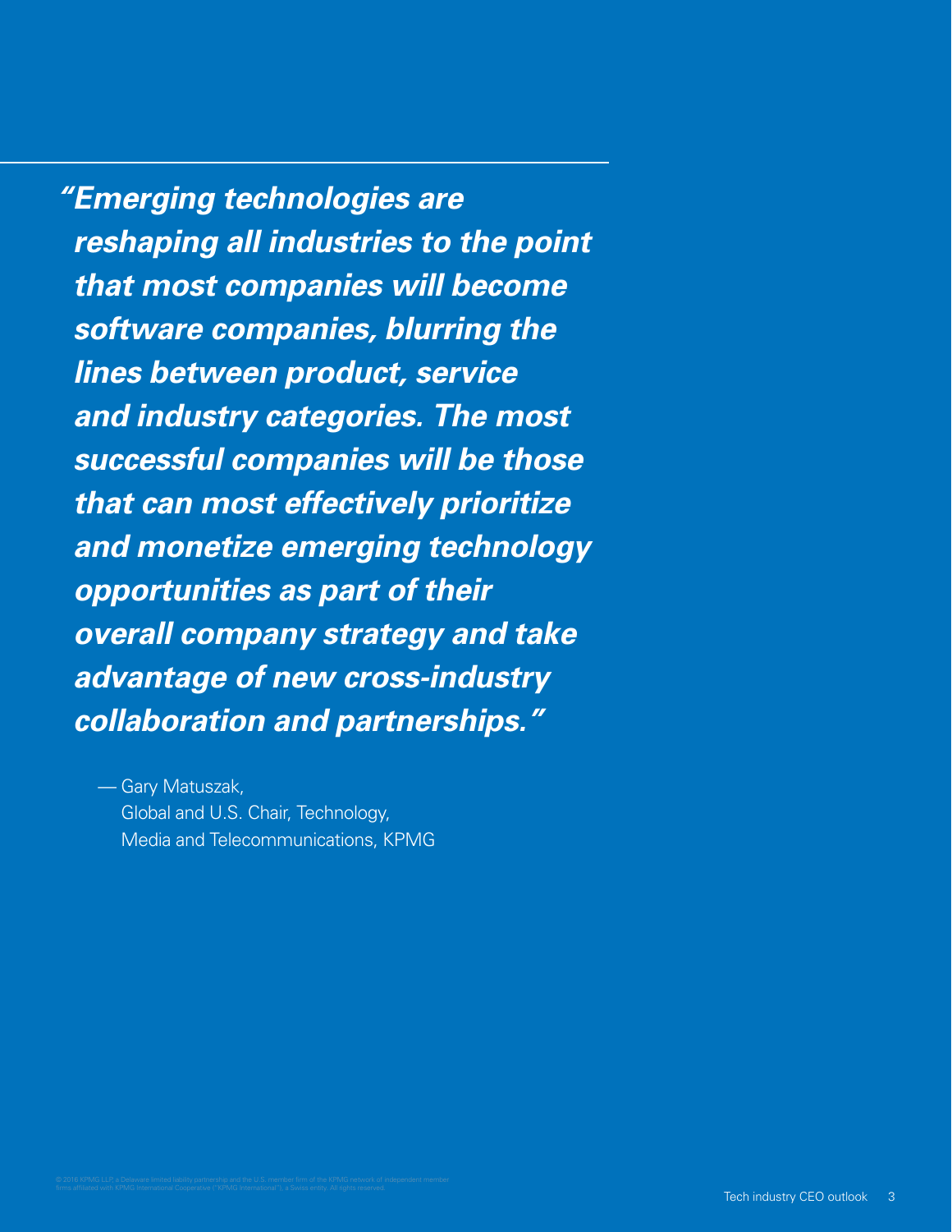***"Emerging technologies are reshaping all industries to the point that most companies will become software companies, blurring the lines between product, service and industry categories. The most successful companies will be those that can most effectively prioritize and monetize emerging technology opportunities as part of their overall company strategy and take advantage of new cross-industry collaboration and partnerships."***

— Gary Matuszak,
Global and U.S. Chair, Technology,
Media and Telecommunications, KPMG

© 2016 KPMG LLP, a Delaware limited liability partnership and the U.S. member firm of the KPMG network of independent member firms affiliated with KPMG International Cooperative ("KPMG International"), a Swiss entity. All rights reserved.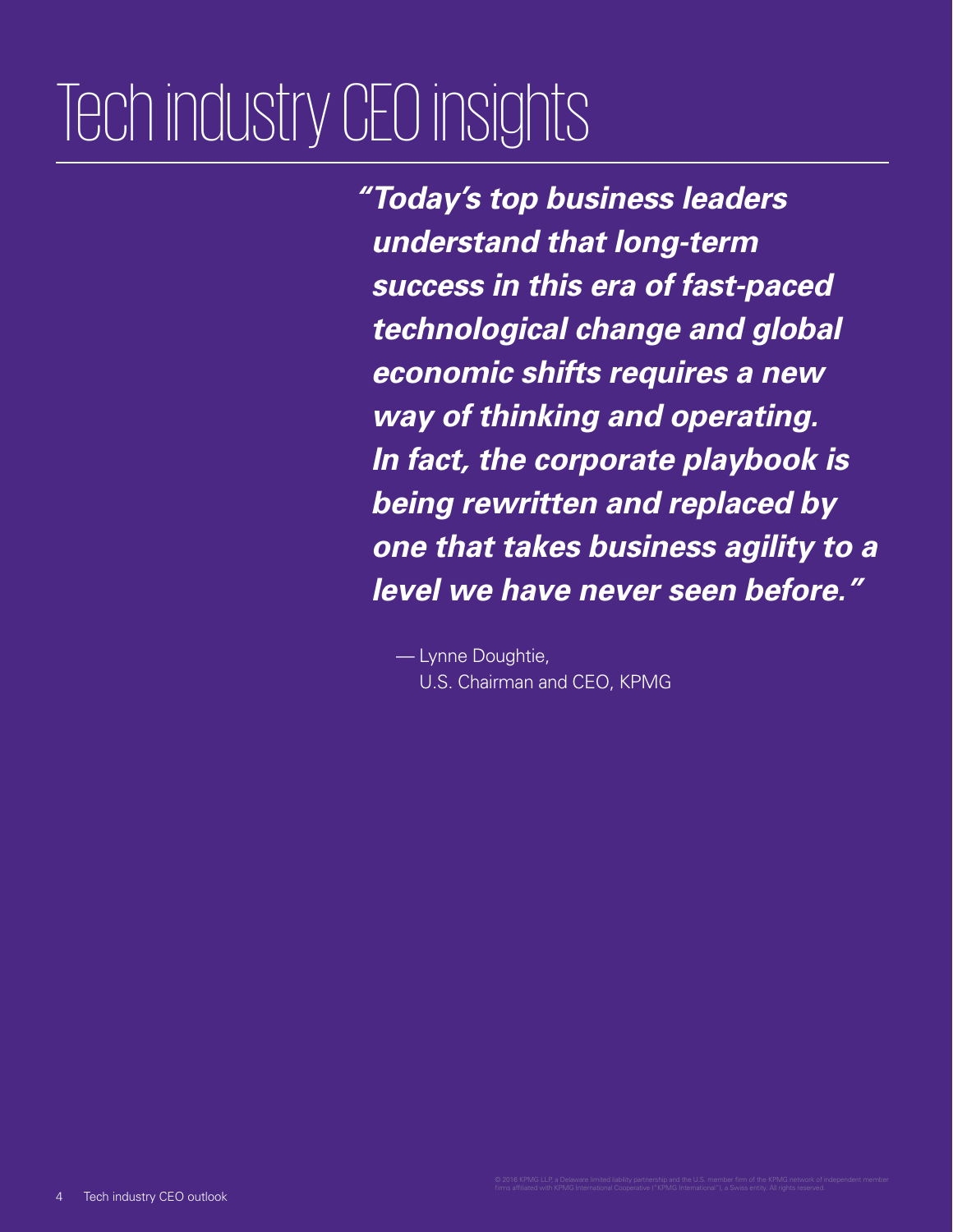# Tech industry CEO insights

> ***"Today's top business leaders understand that long-term success in this era of fast-paced technological change and global economic shifts requires a new way of thinking and operating. In fact, the corporate playbook is being rewritten and replaced by one that takes business agility to a level we have never seen before."***
>
> — Lynne Doughtie,
> U.S. Chairman and CEO, KPMG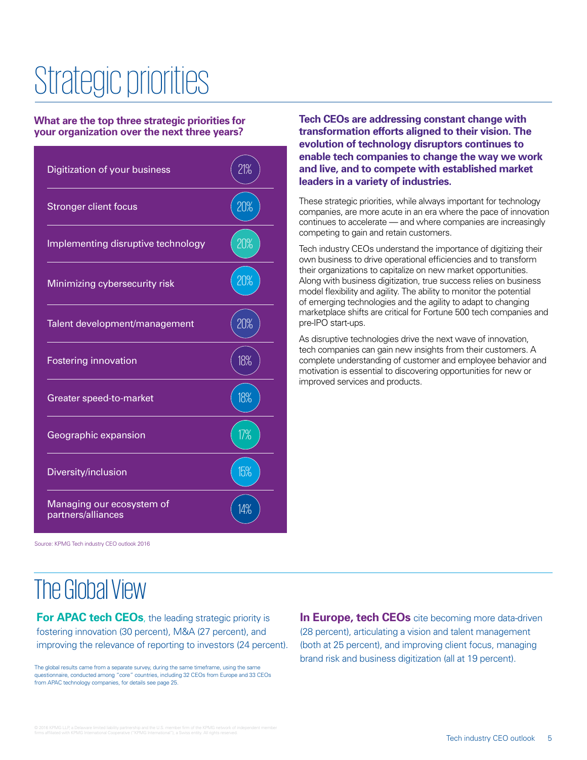# Strategic priorities

**What are the top three strategic priorities for your organization over the next three years?**

| Priority | % |
|---|---|
| Digitization of your business | 21% |
| Stronger client focus | 20% |
| Implementing disruptive technology | 20% |
| Minimizing cybersecurity risk | 20% |
| Talent development/management | 20% |
| Fostering innovation | 18% |
| Greater speed-to-market | 18% |
| Geographic expansion | 17% |
| Diversity/inclusion | 15% |
| Managing our ecosystem of partners/alliances | 14% |

Source: KPMG Tech industry CEO outlook 2016

**Tech CEOs are addressing constant change with transformation efforts aligned to their vision. The evolution of technology disruptors continues to enable tech companies to change the way we work and live, and to compete with established market leaders in a variety of industries.**

These strategic priorities, while always important for technology companies, are more acute in an era where the pace of innovation continues to accelerate — and where companies are increasingly competing to gain and retain customers.

Tech industry CEOs understand the importance of digitizing their own business to drive operational efficiencies and to transform their organizations to capitalize on new market opportunities. Along with business digitization, true success relies on business model flexibility and agility. The ability to monitor the potential of emerging technologies and the agility to adapt to changing marketplace shifts are critical for Fortune 500 tech companies and pre-IPO start-ups.

As disruptive technologies drive the next wave of innovation, tech companies can gain new insights from their customers. A complete understanding of customer and employee behavior and motivation is essential to discovering opportunities for new or improved services and products.

# The Global View

**For APAC tech CEOs**, the leading strategic priority is fostering innovation (30 percent), M&A (27 percent), and improving the relevance of reporting to investors (24 percent).

The global results came from a separate survey, during the same timeframe, using the same questionnaire, conducted among "core" countries, including 32 CEOs from Europe and 33 CEOs from APAC technology companies, for details see page 25.

**In Europe, tech CEOs** cite becoming more data-driven (28 percent), articulating a vision and talent management (both at 25 percent), and improving client focus, managing brand risk and business digitization (all at 19 percent).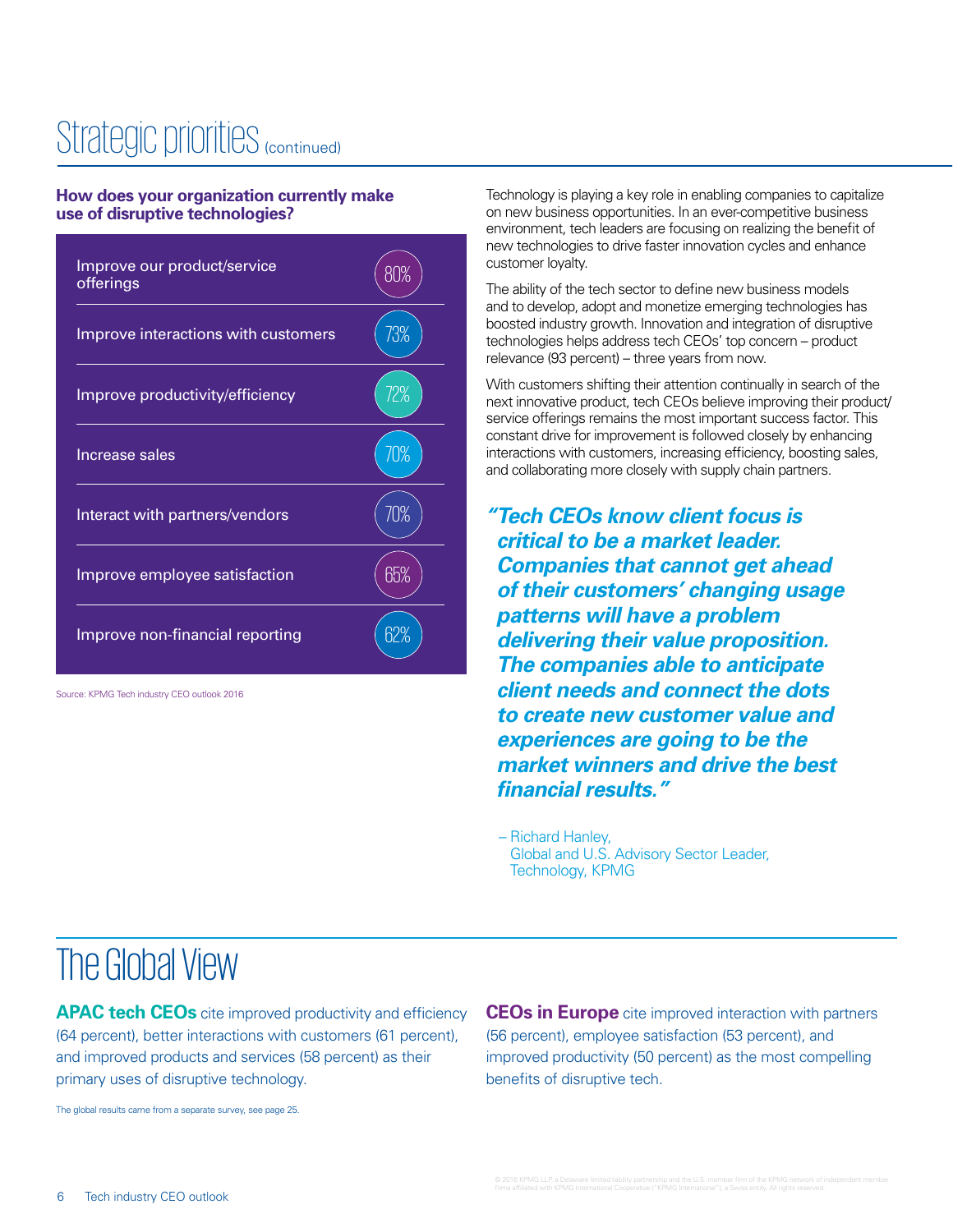# Strategic priorities (continued)

**How does your organization currently make use of disruptive technologies?**

| Use | Percent |
| --- | --- |
| Improve our product/service offerings | 80% |
| Improve interactions with customers | 73% |
| Improve productivity/efficiency | 72% |
| Increase sales | 70% |
| Interact with partners/vendors | 70% |
| Improve employee satisfaction | 65% |
| Improve non-financial reporting | 62% |

Source: KPMG Tech industry CEO outlook 2016

Technology is playing a key role in enabling companies to capitalize on new business opportunities. In an ever-competitive business environment, tech leaders are focusing on realizing the benefit of new technologies to drive faster innovation cycles and enhance customer loyalty.

The ability of the tech sector to define new business models and to develop, adopt and monetize emerging technologies has boosted industry growth. Innovation and integration of disruptive technologies helps address tech CEOs' top concern – product relevance (93 percent) – three years from now.

With customers shifting their attention continually in search of the next innovative product, tech CEOs believe improving their product/service offerings remains the most important success factor. This constant drive for improvement is followed closely by enhancing interactions with customers, increasing efficiency, boosting sales, and collaborating more closely with supply chain partners.

***"Tech CEOs know client focus is critical to be a market leader. Companies that cannot get ahead of their customers' changing usage patterns will have a problem delivering their value proposition. The companies able to anticipate client needs and connect the dots to create new customer value and experiences are going to be the market winners and drive the best financial results."***

– Richard Hanley,
Global and U.S. Advisory Sector Leader,
Technology, KPMG

# The Global View

**APAC tech CEOs** cite improved productivity and efficiency (64 percent), better interactions with customers (61 percent), and improved products and services (58 percent) as their primary uses of disruptive technology.

**CEOs in Europe** cite improved interaction with partners (56 percent), employee satisfaction (53 percent), and improved productivity (50 percent) as the most compelling benefits of disruptive tech.

The global results came from a separate survey, see page 25.

© 2016 KPMG LLP, a Delaware limited liability partnership and the U.S. member firm of the KPMG network of independent member firms affiliated with KPMG International Cooperative ("KPMG International"), a Swiss entity. All rights reserved.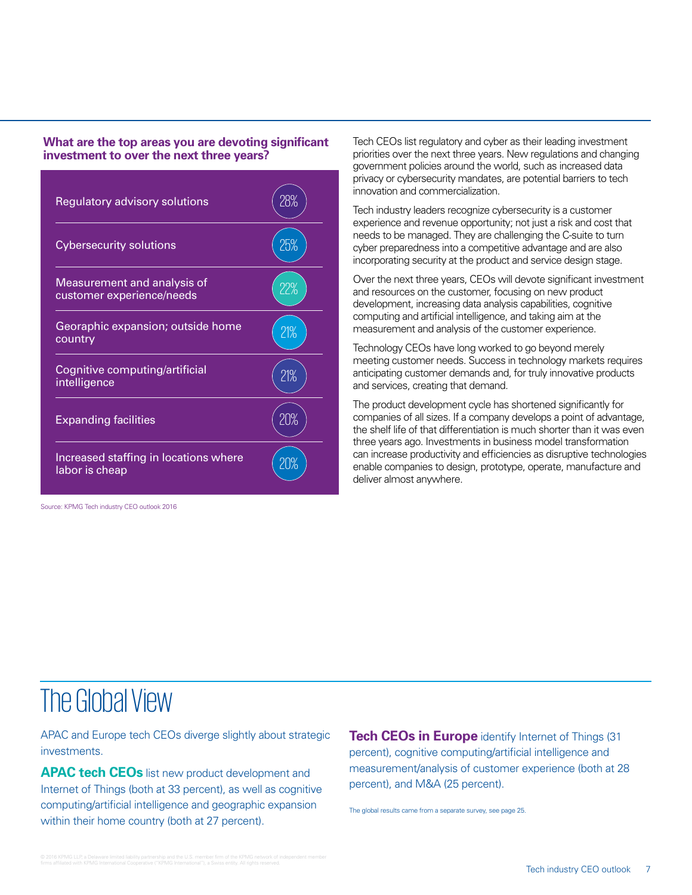**What are the top areas you are devoting significant investment to over the next three years?**

| Area | Percent |
| --- | --- |
| Regulatory advisory solutions | 28% |
| Cybersecurity solutions | 25% |
| Measurement and analysis of customer experience/needs | 22% |
| Georaphic expansion; outside home country | 21% |
| Cognitive computing/artificial intelligence | 21% |
| Expanding facilities | 20% |
| Increased staffing in locations where labor is cheap | 20% |

Source: KPMG Tech industry CEO outlook 2016

Tech CEOs list regulatory and cyber as their leading investment priorities over the next three years. New regulations and changing government policies around the world, such as increased data privacy or cybersecurity mandates, are potential barriers to tech innovation and commercialization.

Tech industry leaders recognize cybersecurity is a customer experience and revenue opportunity; not just a risk and cost that needs to be managed. They are challenging the C-suite to turn cyber preparedness into a competitive advantage and are also incorporating security at the product and service design stage.

Over the next three years, CEOs will devote significant investment and resources on the customer, focusing on new product development, increasing data analysis capabilities, cognitive computing and artificial intelligence, and taking aim at the measurement and analysis of the customer experience.

Technology CEOs have long worked to go beyond merely meeting customer needs. Success in technology markets requires anticipating customer demands and, for truly innovative products and services, creating that demand.

The product development cycle has shortened significantly for companies of all sizes. If a company develops a point of advantage, the shelf life of that differentiation is much shorter than it was even three years ago. Investments in business model transformation can increase productivity and efficiencies as disruptive technologies enable companies to design, prototype, operate, manufacture and deliver almost anywhere.

# The Global View

APAC and Europe tech CEOs diverge slightly about strategic investments.

**APAC tech CEOs** list new product development and Internet of Things (both at 33 percent), as well as cognitive computing/artificial intelligence and geographic expansion within their home country (both at 27 percent).

**Tech CEOs in Europe** identify Internet of Things (31 percent), cognitive computing/artificial intelligence and measurement/analysis of customer experience (both at 28 percent), and M&A (25 percent).

The global results came from a separate survey, see page 25.

© 2016 KPMG LLP, a Delaware limited liability partnership and the U.S. member firm of the KPMG network of independent member firms affiliated with KPMG International Cooperative ("KPMG International"), a Swiss entity. All rights reserved.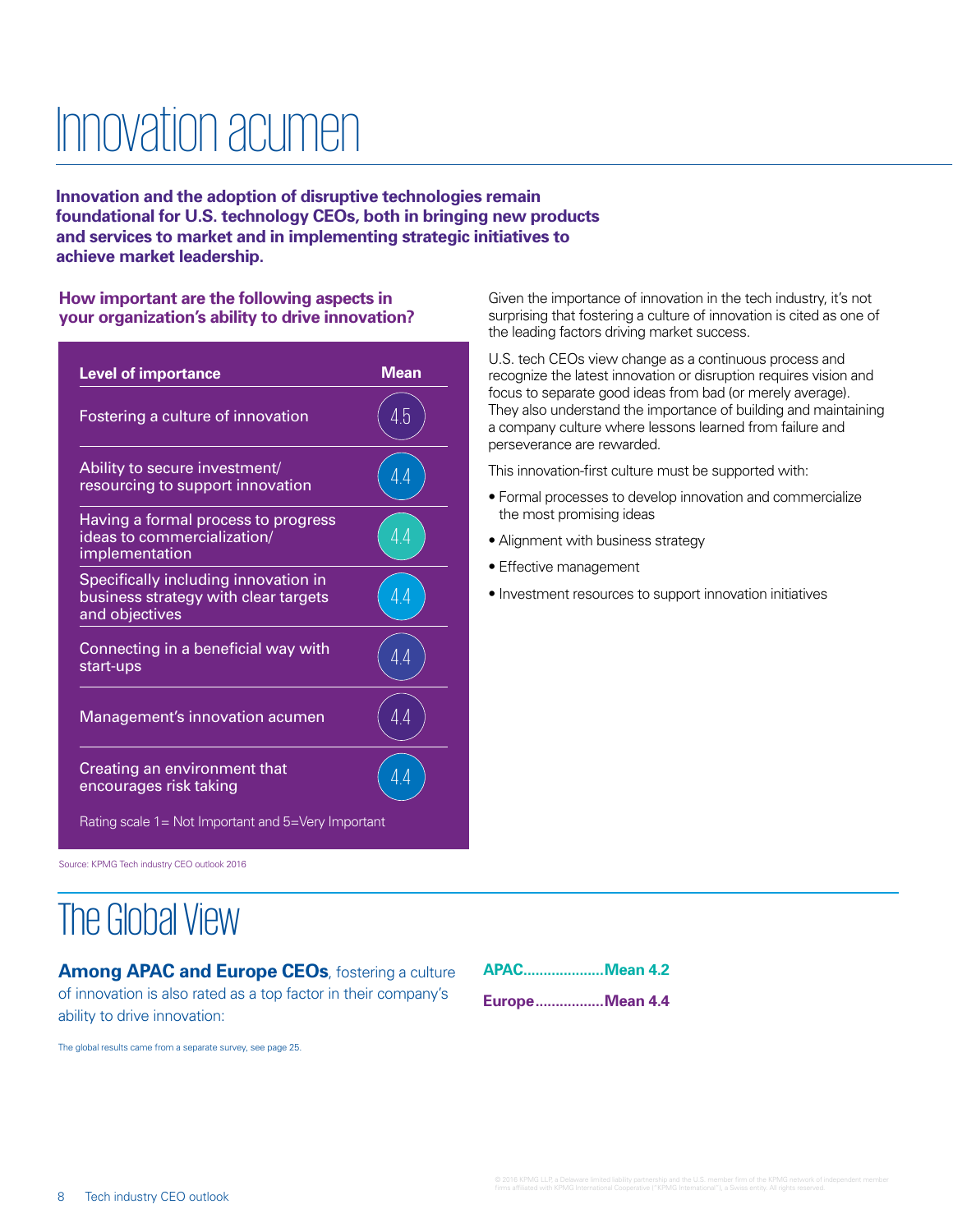# Innovation acumen

**Innovation and the adoption of disruptive technologies remain foundational for U.S. technology CEOs, both in bringing new products and services to market and in implementing strategic initiatives to achieve market leadership.**

### How important are the following aspects in your organization's ability to drive innovation?

| Level of importance | Mean |
|---|---|
| Fostering a culture of innovation | 4.5 |
| Ability to secure investment/ resourcing to support innovation | 4.4 |
| Having a formal process to progress ideas to commercialization/ implementation | 4.4 |
| Specifically including innovation in business strategy with clear targets and objectives | 4.4 |
| Connecting in a beneficial way with start-ups | 4.4 |
| Management's innovation acumen | 4.4 |
| Creating an environment that encourages risk taking | 4.4 |

Rating scale 1= Not Important and 5=Very Important

Source: KPMG Tech industry CEO outlook 2016

Given the importance of innovation in the tech industry, it's not surprising that fostering a culture of innovation is cited as one of the leading factors driving market success.

U.S. tech CEOs view change as a continuous process and recognize the latest innovation or disruption requires vision and focus to separate good ideas from bad (or merely average). They also understand the importance of building and maintaining a company culture where lessons learned from failure and perseverance are rewarded.

This innovation-first culture must be supported with:

- Formal processes to develop innovation and commercialize the most promising ideas
- Alignment with business strategy
- Effective management
- Investment resources to support innovation initiatives

# The Global View

**Among APAC and Europe CEOs**, fostering a culture of innovation is also rated as a top factor in their company's ability to drive innovation:

**APAC....................Mean 4.2**

**Europe.................Mean 4.4**

The global results came from a separate survey, see page 25.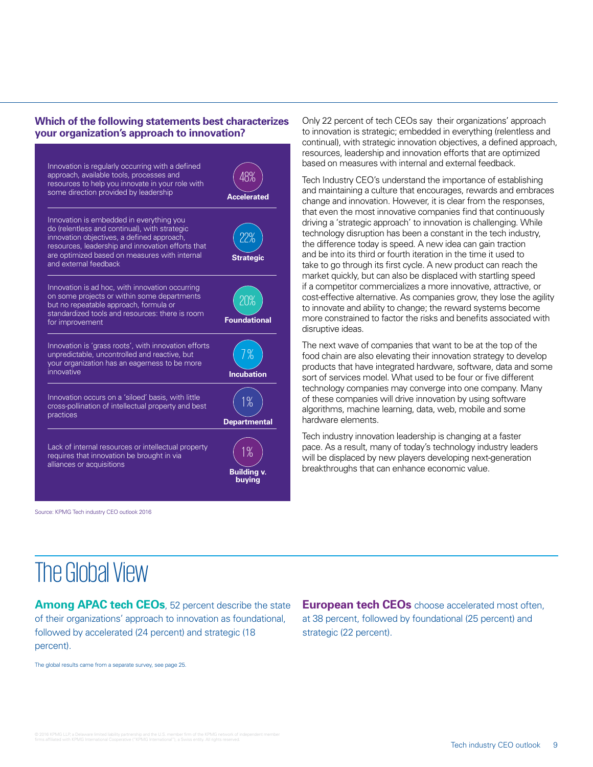**Which of the following statements best characterizes your organization's approach to innovation?**

| Statement | Percentage | Category |
| --- | --- | --- |
| Innovation is regularly occurring with a defined approach, available tools, processes and resources to help you innovate in your role with some direction provided by leadership | 48% | **Accelerated** |
| Innovation is embedded in everything you do (relentless and continual), with strategic innovation objectives, a defined approach, resources, leadership and innovation efforts that are optimized based on measures with internal and external feedback | 22% | **Strategic** |
| Innovation is ad hoc, with innovation occurring on some projects or within some departments but no repeatable approach, formula or standardized tools and resources: there is room for improvement | 20% | **Foundational** |
| Innovation is 'grass roots', with innovation efforts unpredictable, uncontrolled and reactive, but your organization has an eagerness to be more innovative | 7% | **Incubation** |
| Innovation occurs on a 'siloed' basis, with little cross-pollination of intellectual property and best practices | 1% | **Departmental** |
| Lack of internal resources or intellectual property requires that innovation be brought in via alliances or acquisitions | 1% | **Building v. buying** |

Source: KPMG Tech industry CEO outlook 2016

Only 22 percent of tech CEOs say their organizations' approach to innovation is strategic; embedded in everything (relentless and continual), with strategic innovation objectives, a defined approach, resources, leadership and innovation efforts that are optimized based on measures with internal and external feedback.

Tech Industry CEO's understand the importance of establishing and maintaining a culture that encourages, rewards and embraces change and innovation. However, it is clear from the responses, that even the most innovative companies find that continuously driving a 'strategic approach' to innovation is challenging. While technology disruption has been a constant in the tech industry, the difference today is speed. A new idea can gain traction and be into its third or fourth iteration in the time it used to take to go through its first cycle. A new product can reach the market quickly, but can also be displaced with startling speed if a competitor commercializes a more innovative, attractive, or cost-effective alternative. As companies grow, they lose the agility to innovate and ability to change; the reward systems become more constrained to factor the risks and benefits associated with disruptive ideas.

The next wave of companies that want to be at the top of the food chain are also elevating their innovation strategy to develop products that have integrated hardware, software, data and some sort of services model. What used to be four or five different technology companies may converge into one company. Many of these companies will drive innovation by using software algorithms, machine learning, data, web, mobile and some hardware elements.

Tech industry innovation leadership is changing at a faster pace. As a result, many of today's technology industry leaders will be displaced by new players developing next-generation breakthroughs that can enhance economic value.

# The Global View

**Among APAC tech CEOs**, 52 percent describe the state of their organizations' approach to innovation as foundational, followed by accelerated (24 percent) and strategic (18 percent).

**European tech CEOs** choose accelerated most often, at 38 percent, followed by foundational (25 percent) and strategic (22 percent).

The global results came from a separate survey, see page 25.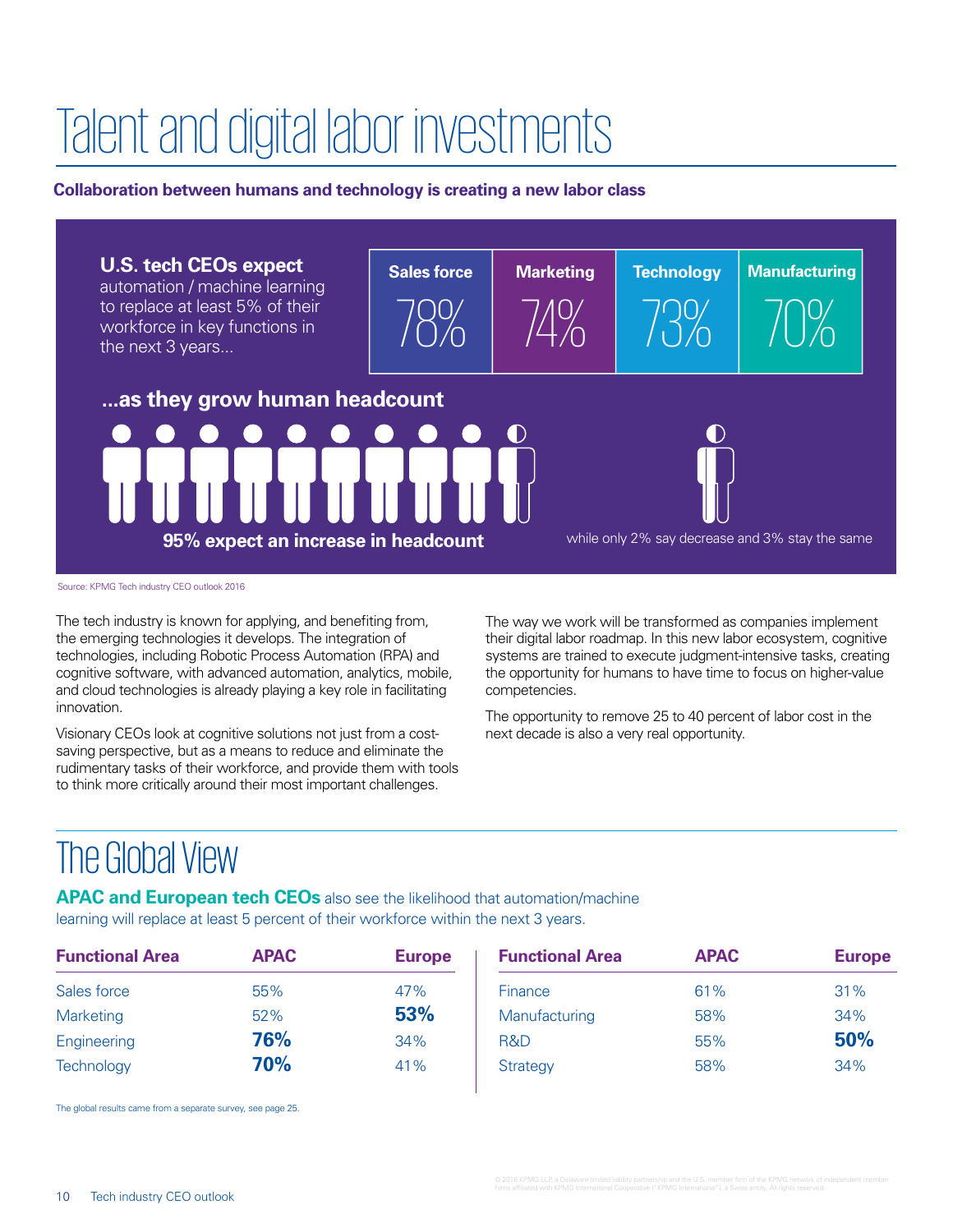# Talent and digital labor investments

**Collaboration between humans and technology is creating a new labor class**

**U.S. tech CEOs expect** automation / machine learning to replace at least 5% of their workforce in key functions in the next 3 years...

| Sales force | Marketing | Technology | Manufacturing |
|---|---|---|---|
| 78% | 74% | 73% | 70% |

**...as they grow human headcount**

**95% expect an increase in headcount**

while only 2% say decrease and 3% stay the same

Source: KPMG Tech industry CEO outlook 2016

The tech industry is known for applying, and benefiting from, the emerging technologies it develops. The integration of technologies, including Robotic Process Automation (RPA) and cognitive software, with advanced automation, analytics, mobile, and cloud technologies is already playing a key role in facilitating innovation.

Visionary CEOs look at cognitive solutions not just from a cost-saving perspective, but as a means to reduce and eliminate the rudimentary tasks of their workforce, and provide them with tools to think more critically around their most important challenges.

The way we work will be transformed as companies implement their digital labor roadmap. In this new labor ecosystem, cognitive systems are trained to execute judgment-intensive tasks, creating the opportunity for humans to have time to focus on higher-value competencies.

The opportunity to remove 25 to 40 percent of labor cost in the next decade is also a very real opportunity.

## The Global View

**APAC and European tech CEOs** also see the likelihood that automation/machine learning will replace at least 5 percent of their workforce within the next 3 years.

| Functional Area | APAC | Europe |
|---|---|---|
| Sales force | 55% | 47% |
| Marketing | 52% | **53%** |
| Engineering | **76%** | 34% |
| Technology | **70%** | 41% |

| Functional Area | APAC | Europe |
|---|---|---|
| Finance | 61% | 31% |
| Manufacturing | 58% | 34% |
| R&D | 55% | **50%** |
| Strategy | 58% | 34% |

The global results came from a separate survey, see page 25.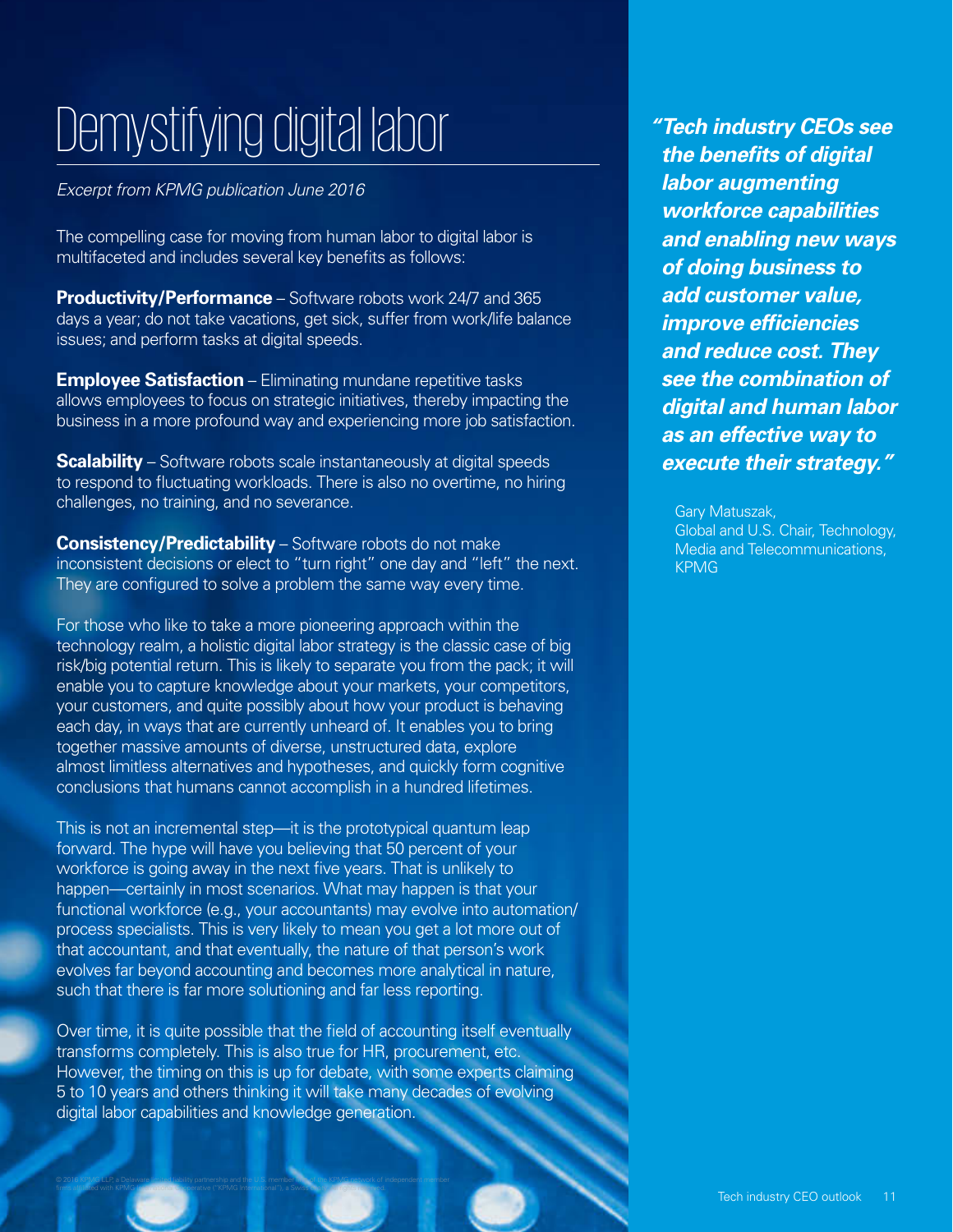# Demystifying digital labor

*Excerpt from KPMG publication June 2016*

The compelling case for moving from human labor to digital labor is multifaceted and includes several key benefits as follows:

**Productivity/Performance** – Software robots work 24/7 and 365 days a year; do not take vacations, get sick, suffer from work/life balance issues; and perform tasks at digital speeds.

**Employee Satisfaction** – Eliminating mundane repetitive tasks allows employees to focus on strategic initiatives, thereby impacting the business in a more profound way and experiencing more job satisfaction.

**Scalability** – Software robots scale instantaneously at digital speeds to respond to fluctuating workloads. There is also no overtime, no hiring challenges, no training, and no severance.

**Consistency/Predictability** – Software robots do not make inconsistent decisions or elect to "turn right" one day and "left" the next. They are configured to solve a problem the same way every time.

For those who like to take a more pioneering approach within the technology realm, a holistic digital labor strategy is the classic case of big risk/big potential return. This is likely to separate you from the pack; it will enable you to capture knowledge about your markets, your competitors, your customers, and quite possibly about how your product is behaving each day, in ways that are currently unheard of. It enables you to bring together massive amounts of diverse, unstructured data, explore almost limitless alternatives and hypotheses, and quickly form cognitive conclusions that humans cannot accomplish in a hundred lifetimes.

This is not an incremental step—it is the prototypical quantum leap forward. The hype will have you believing that 50 percent of your workforce is going away in the next five years. That is unlikely to happen—certainly in most scenarios. What may happen is that your functional workforce (e.g., your accountants) may evolve into automation/process specialists. This is very likely to mean you get a lot more out of that accountant, and that eventually, the nature of that person's work evolves far beyond accounting and becomes more analytical in nature, such that there is far more solutioning and far less reporting.

Over time, it is quite possible that the field of accounting itself eventually transforms completely. This is also true for HR, procurement, etc. However, the timing on this is up for debate, with some experts claiming 5 to 10 years and others thinking it will take many decades of evolving digital labor capabilities and knowledge generation.

***"Tech industry CEOs see the benefits of digital labor augmenting workforce capabilities and enabling new ways of doing business to add customer value, improve efficiencies and reduce cost. They see the combination of digital and human labor as an effective way to execute their strategy."***

Gary Matuszak,
Global and U.S. Chair, Technology, Media and Telecommunications, KPMG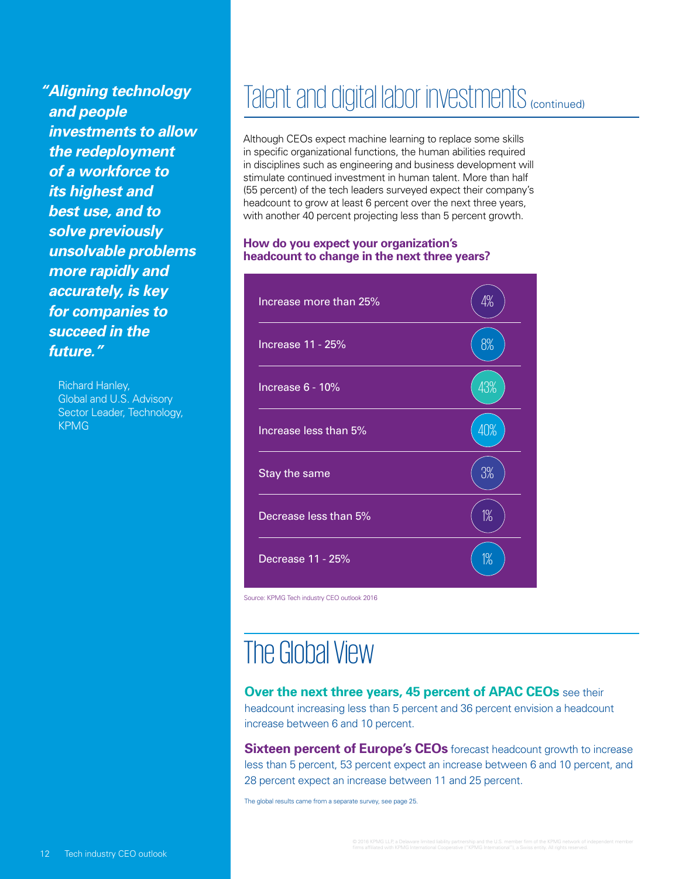> ***"Aligning technology and people investments to allow the redeployment of a workforce to its highest and best use, and to solve previously unsolvable problems more rapidly and accurately, is key for companies to succeed in the future."***
>
> Richard Hanley,
> Global and U.S. Advisory Sector Leader, Technology, KPMG

# Talent and digital labor investments (continued)

Although CEOs expect machine learning to replace some skills in specific organizational functions, the human abilities required in disciplines such as engineering and business development will stimulate continued investment in human talent. More than half (55 percent) of the tech leaders surveyed expect their company's headcount to grow at least 6 percent over the next three years, with another 40 percent projecting less than 5 percent growth.

**How do you expect your organization's headcount to change in the next three years?**

| Response | Percent |
| --- | --- |
| Increase more than 25% | 4% |
| Increase 11 - 25% | 8% |
| Increase 6 - 10% | 43% |
| Increase less than 5% | 40% |
| Stay the same | 3% |
| Decrease less than 5% | 1% |
| Decrease 11 - 25% | 1% |

Source: KPMG Tech industry CEO outlook 2016

# The Global View

**Over the next three years, 45 percent of APAC CEOs** see their headcount increasing less than 5 percent and 36 percent envision a headcount increase between 6 and 10 percent.

**Sixteen percent of Europe's CEOs** forecast headcount growth to increase less than 5 percent, 53 percent expect an increase between 6 and 10 percent, and 28 percent expect an increase between 11 and 25 percent.

The global results came from a separate survey, see page 25.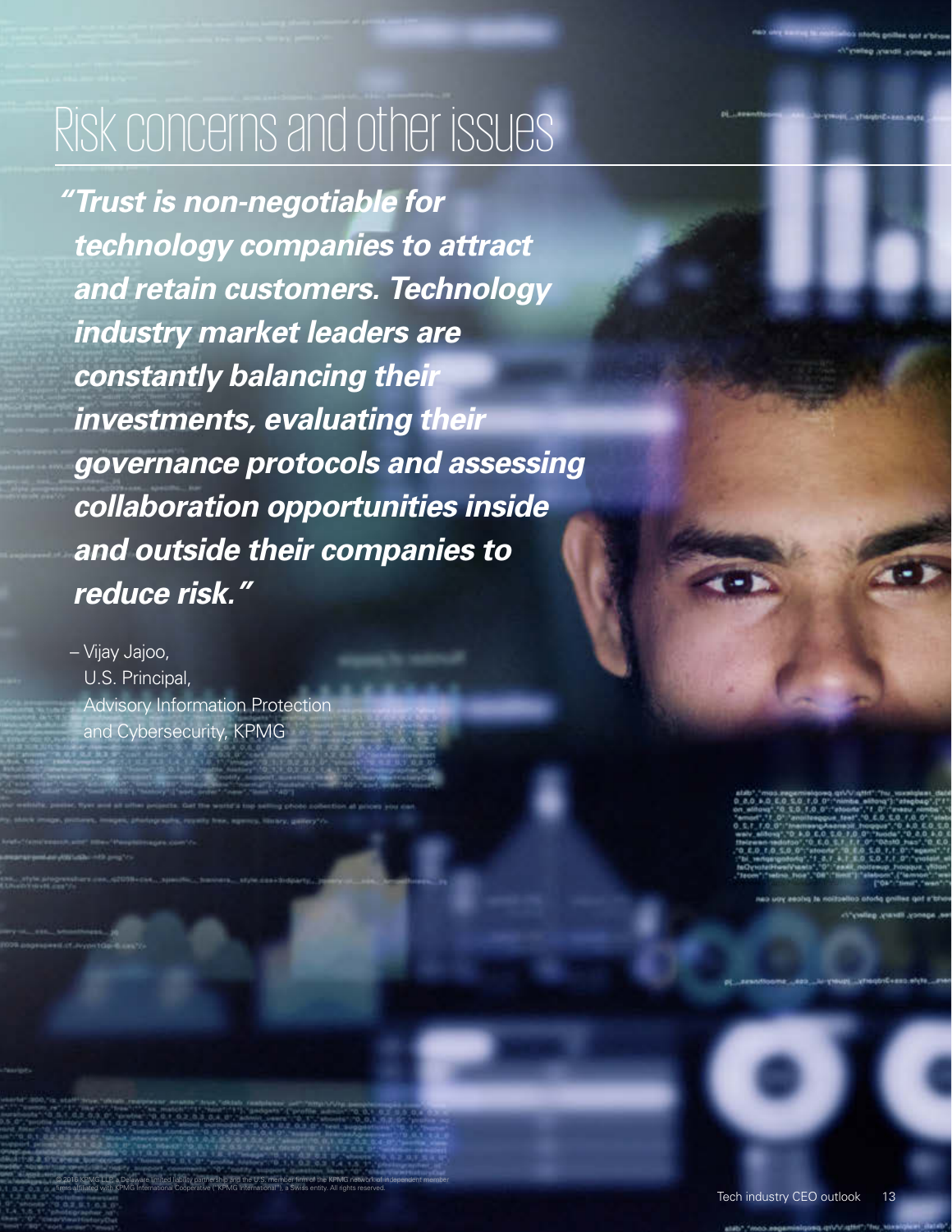# Risk concerns and other issues

> ***"Trust is non-negotiable for technology companies to attract and retain customers. Technology industry market leaders are constantly balancing their investments, evaluating their governance protocols and assessing collaboration opportunities inside and outside their companies to reduce risk."***

– Vijay Jajoo,
U.S. Principal,
Advisory Information Protection and Cybersecurity, KPMG

© 2016 KPMG LLP, a Delaware limited liability partnership and the U.S. member firm of the KPMG network of independent member firms affiliated with KPMG International Cooperative ("KPMG International"), a Swiss entity. All rights reserved.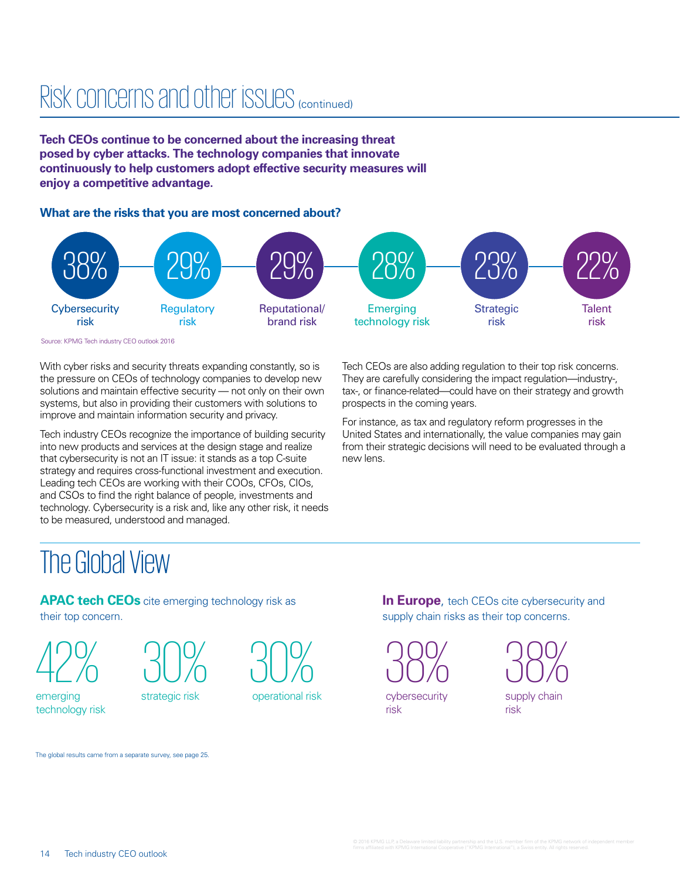# Risk concerns and other issues (continued)

**Tech CEOs continue to be concerned about the increasing threat posed by cyber attacks. The technology companies that innovate continuously to help customers adopt effective security measures will enjoy a competitive advantage.**

### What are the risks that you are most concerned about?

| Risk | % |
|---|---|
| Cybersecurity risk | 38% |
| Regulatory risk | 29% |
| Reputational/ brand risk | 29% |
| Emerging technology risk | 28% |
| Strategic risk | 23% |
| Talent risk | 22% |

Source: KPMG Tech industry CEO outlook 2016

With cyber risks and security threats expanding constantly, so is the pressure on CEOs of technology companies to develop new solutions and maintain effective security — not only on their own systems, but also in providing their customers with solutions to improve and maintain information security and privacy.

Tech industry CEOs recognize the importance of building security into new products and services at the design stage and realize that cybersecurity is not an IT issue: it stands as a top C-suite strategy and requires cross-functional investment and execution. Leading tech CEOs are working with their COOs, CFOs, CIOs, and CSOs to find the right balance of people, investments and technology. Cybersecurity is a risk and, like any other risk, it needs to be measured, understood and managed.

Tech CEOs are also adding regulation to their top risk concerns. They are carefully considering the impact regulation—industry-, tax-, or finance-related—could have on their strategy and growth prospects in the coming years.

For instance, as tax and regulatory reform progresses in the United States and internationally, the value companies may gain from their strategic decisions will need to be evaluated through a new lens.

# The Global View

**APAC tech CEOs** cite emerging technology risk as their top concern.

- 42% emerging technology risk
- 30% strategic risk
- 30% operational risk

**In Europe**, tech CEOs cite cybersecurity and supply chain risks as their top concerns.

- 38% cybersecurity risk
- 38% supply chain risk

The global results came from a separate survey, see page 25.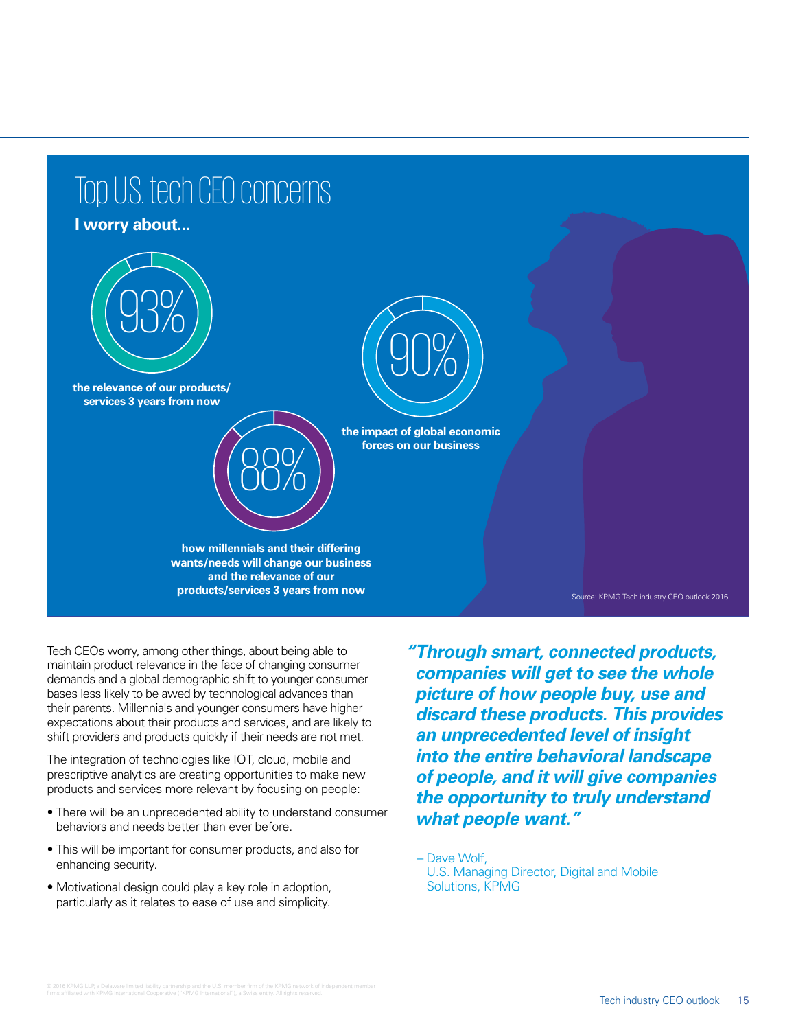## Top U.S. tech CEO concerns

**I worry about...**

**93%** — **the relevance of our products/services 3 years from now**

**90%** — **the impact of global economic forces on our business**

**88%** — **how millennials and their differing wants/needs will change our business and the relevance of our products/services 3 years from now**

Source: KPMG Tech industry CEO outlook 2016

Tech CEOs worry, among other things, about being able to maintain product relevance in the face of changing consumer demands and a global demographic shift to younger consumer bases less likely to be awed by technological advances than their parents. Millennials and younger consumers have higher expectations about their products and services, and are likely to shift providers and products quickly if their needs are not met.

The integration of technologies like IOT, cloud, mobile and prescriptive analytics are creating opportunities to make new products and services more relevant by focusing on people:

- There will be an unprecedented ability to understand consumer behaviors and needs better than ever before.
- This will be important for consumer products, and also for enhancing security.
- Motivational design could play a key role in adoption, particularly as it relates to ease of use and simplicity.

***"Through smart, connected products, companies will get to see the whole picture of how people buy, use and discard these products. This provides an unprecedented level of insight into the entire behavioral landscape of people, and it will give companies the opportunity to truly understand what people want."***

– Dave Wolf,
U.S. Managing Director, Digital and Mobile Solutions, KPMG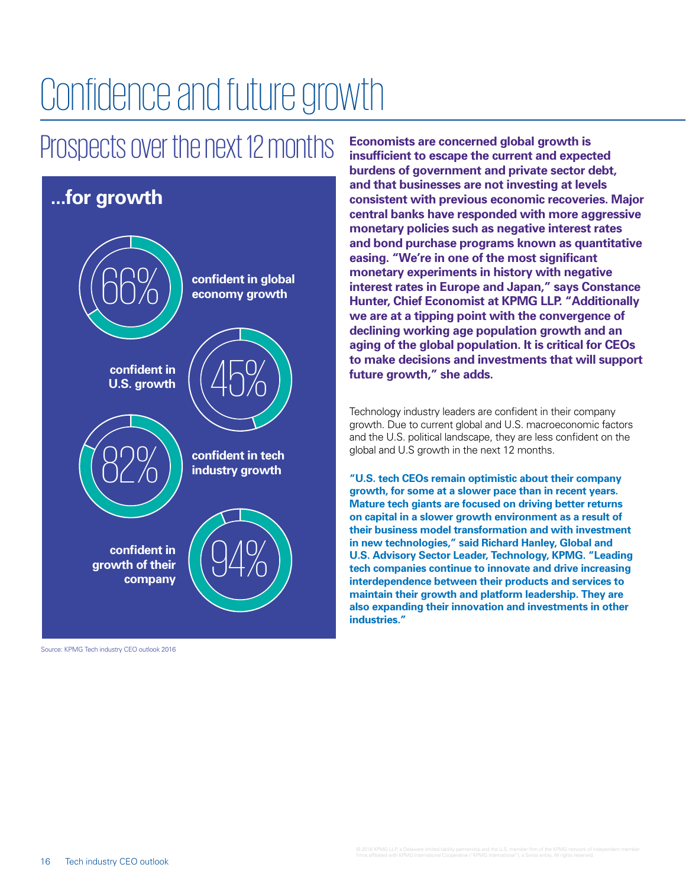# Confidence and future growth

## Prospects over the next 12 months

### ...for growth

66% confident in global economy growth

45% confident in U.S. growth

82% confident in tech industry growth

94% confident in growth of their company

Source: KPMG Tech industry CEO outlook 2016

**Economists are concerned global growth is insufficient to escape the current and expected burdens of government and private sector debt, and that businesses are not investing at levels consistent with previous economic recoveries. Major central banks have responded with more aggressive monetary policies such as negative interest rates and bond purchase programs known as quantitative easing. "We're in one of the most significant monetary experiments in history with negative interest rates in Europe and Japan," says Constance Hunter, Chief Economist at KPMG LLP. "Additionally we are at a tipping point with the convergence of declining working age population growth and an aging of the global population. It is critical for CEOs to make decisions and investments that will support future growth," she adds.**

Technology industry leaders are confident in their company growth. Due to current global and U.S. macroeconomic factors and the U.S. political landscape, they are less confident on the global and U.S growth in the next 12 months.

**"U.S. tech CEOs remain optimistic about their company growth, for some at a slower pace than in recent years. Mature tech giants are focused on driving better returns on capital in a slower growth environment as a result of their business model transformation and with investment in new technologies," said Richard Hanley, Global and U.S. Advisory Sector Leader, Technology, KPMG. "Leading tech companies continue to innovate and drive increasing interdependence between their products and services to maintain their growth and platform leadership. They are also expanding their innovation and investments in other industries."**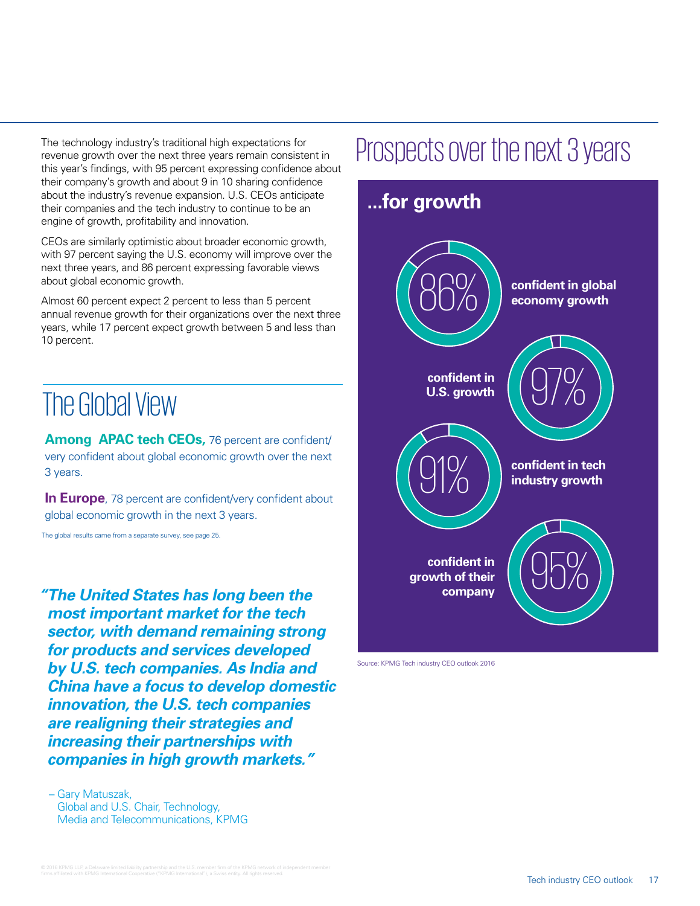The technology industry's traditional high expectations for revenue growth over the next three years remain consistent in this year's findings, with 95 percent expressing confidence about their company's growth and about 9 in 10 sharing confidence about the industry's revenue expansion. U.S. CEOs anticipate their companies and the tech industry to continue to be an engine of growth, profitability and innovation.

CEOs are similarly optimistic about broader economic growth, with 97 percent saying the U.S. economy will improve over the next three years, and 86 percent expressing favorable views about global economic growth.

Almost 60 percent expect 2 percent to less than 5 percent annual revenue growth for their organizations over the next three years, while 17 percent expect growth between 5 and less than 10 percent.

## The Global View

**Among APAC tech CEOs,** 76 percent are confident/very confident about global economic growth over the next 3 years.

**In Europe**, 78 percent are confident/very confident about global economic growth in the next 3 years.

The global results came from a separate survey, see page 25.

> ***"The United States has long been the most important market for the tech sector, with demand remaining strong for products and services developed by U.S. tech companies. As India and China have a focus to develop domestic innovation, the U.S. tech companies are realigning their strategies and increasing their partnerships with companies in high growth markets."***
>
> – Gary Matuszak,
> Global and U.S. Chair, Technology,
> Media and Telecommunications, KPMG

# Prospects over the next 3 years

## ...for growth

- 86% **confident in global economy growth**
- 97% **confident in U.S. growth**
- 91% **confident in tech industry growth**
- 95% **confident in growth of their company**

Source: KPMG Tech industry CEO outlook 2016

© 2016 KPMG LLP, a Delaware limited liability partnership and the U.S. member firm of the KPMG network of independent member firms affiliated with KPMG International Cooperative ("KPMG International"), a Swiss entity. All rights reserved.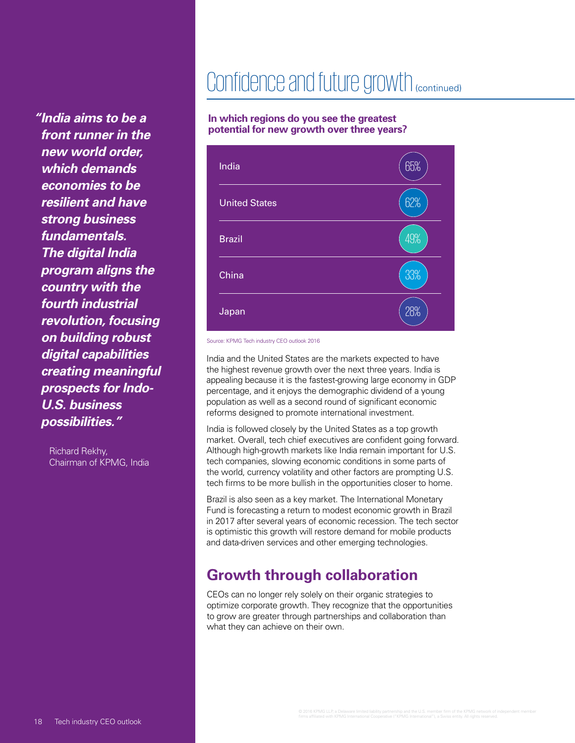# Confidence and future growth (continued)

> ***"India aims to be a front runner in the new world order, which demands economies to be resilient and have strong business fundamentals. The digital India program aligns the country with the fourth industrial revolution, focusing on building robust digital capabilities creating meaningful prospects for Indo-U.S. business possibilities."***
>
> Richard Rekhy,
> Chairman of KPMG, India

**In which regions do you see the greatest potential for new growth over three years?**

| Region | % |
| --- | --- |
| India | 65% |
| United States | 62% |
| Brazil | 49% |
| China | 33% |
| Japan | 28% |

Source: KPMG Tech industry CEO outlook 2016

India and the United States are the markets expected to have the highest revenue growth over the next three years. India is appealing because it is the fastest-growing large economy in GDP percentage, and it enjoys the demographic dividend of a young population as well as a second round of significant economic reforms designed to promote international investment.

India is followed closely by the United States as a top growth market. Overall, tech chief executives are confident going forward. Although high-growth markets like India remain important for U.S. tech companies, slowing economic conditions in some parts of the world, currency volatility and other factors are prompting U.S. tech firms to be more bullish in the opportunities closer to home.

Brazil is also seen as a key market. The International Monetary Fund is forecasting a return to modest economic growth in Brazil in 2017 after several years of economic recession. The tech sector is optimistic this growth will restore demand for mobile products and data-driven services and other emerging technologies.

## Growth through collaboration

CEOs can no longer rely solely on their organic strategies to optimize corporate growth. They recognize that the opportunities to grow are greater through partnerships and collaboration than what they can achieve on their own.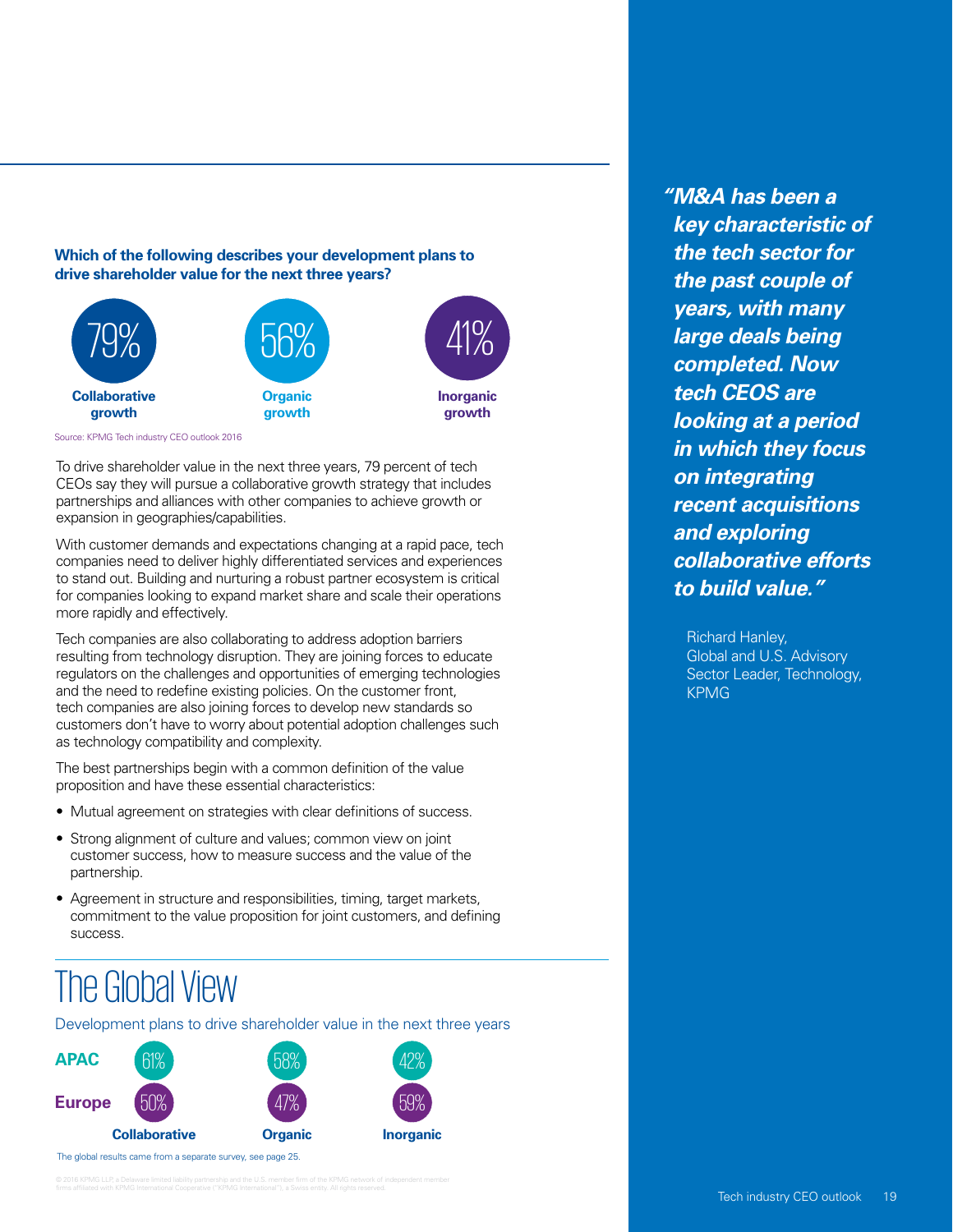**Which of the following describes your development plans to drive shareholder value for the next three years?**

| Collaborative growth | Organic growth | Inorganic growth |
|---|---|---|
| 79% | 56% | 41% |

Source: KPMG Tech industry CEO outlook 2016

To drive shareholder value in the next three years, 79 percent of tech CEOs say they will pursue a collaborative growth strategy that includes partnerships and alliances with other companies to achieve growth or expansion in geographies/capabilities.

With customer demands and expectations changing at a rapid pace, tech companies need to deliver highly differentiated services and experiences to stand out. Building and nurturing a robust partner ecosystem is critical for companies looking to expand market share and scale their operations more rapidly and effectively.

Tech companies are also collaborating to address adoption barriers resulting from technology disruption. They are joining forces to educate regulators on the challenges and opportunities of emerging technologies and the need to redefine existing policies. On the customer front, tech companies are also joining forces to develop new standards so customers don't have to worry about potential adoption challenges such as technology compatibility and complexity.

The best partnerships begin with a common definition of the value proposition and have these essential characteristics:

- Mutual agreement on strategies with clear definitions of success.
- Strong alignment of culture and values; common view on joint customer success, how to measure success and the value of the partnership.
- Agreement in structure and responsibilities, timing, target markets, commitment to the value proposition for joint customers, and defining success.

# The Global View

Development plans to drive shareholder value in the next three years

| | Collaborative | Organic | Inorganic |
|---|---|---|---|
| APAC | 61% | 58% | 42% |
| Europe | 50% | 47% | 59% |

The global results came from a separate survey, see page 25.

© 2016 KPMG LLP, a Delaware limited liability partnership and the U.S. member firm of the KPMG network of independent member firms affiliated with KPMG International Cooperative ("KPMG International"), a Swiss entity. All rights reserved.

***"M&A has been a key characteristic of the tech sector for the past couple of years, with many large deals being completed. Now tech CEOS are looking at a period in which they focus on integrating recent acquisitions and exploring collaborative efforts to build value."***

Richard Hanley,
Global and U.S. Advisory Sector Leader, Technology, KPMG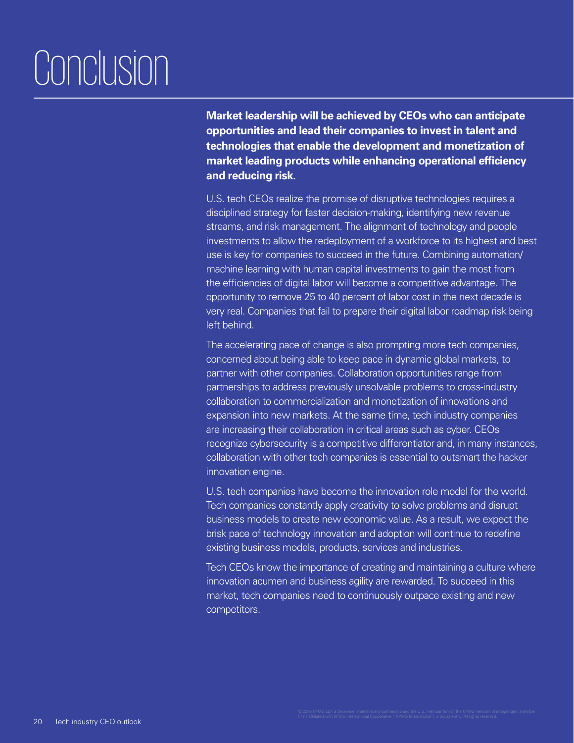# Conclusion

**Market leadership will be achieved by CEOs who can anticipate opportunities and lead their companies to invest in talent and technologies that enable the development and monetization of market leading products while enhancing operational efficiency and reducing risk.**

U.S. tech CEOs realize the promise of disruptive technologies requires a disciplined strategy for faster decision-making, identifying new revenue streams, and risk management. The alignment of technology and people investments to allow the redeployment of a workforce to its highest and best use is key for companies to succeed in the future. Combining automation/machine learning with human capital investments to gain the most from the efficiencies of digital labor will become a competitive advantage. The opportunity to remove 25 to 40 percent of labor cost in the next decade is very real. Companies that fail to prepare their digital labor roadmap risk being left behind.

The accelerating pace of change is also prompting more tech companies, concerned about being able to keep pace in dynamic global markets, to partner with other companies. Collaboration opportunities range from partnerships to address previously unsolvable problems to cross-industry collaboration to commercialization and monetization of innovations and expansion into new markets. At the same time, tech industry companies are increasing their collaboration in critical areas such as cyber. CEOs recognize cybersecurity is a competitive differentiator and, in many instances, collaboration with other tech companies is essential to outsmart the hacker innovation engine.

U.S. tech companies have become the innovation role model for the world. Tech companies constantly apply creativity to solve problems and disrupt business models to create new economic value. As a result, we expect the brisk pace of technology innovation and adoption will continue to redefine existing business models, products, services and industries.

Tech CEOs know the importance of creating and maintaining a culture where innovation acumen and business agility are rewarded. To succeed in this market, tech companies need to continuously outpace existing and new competitors.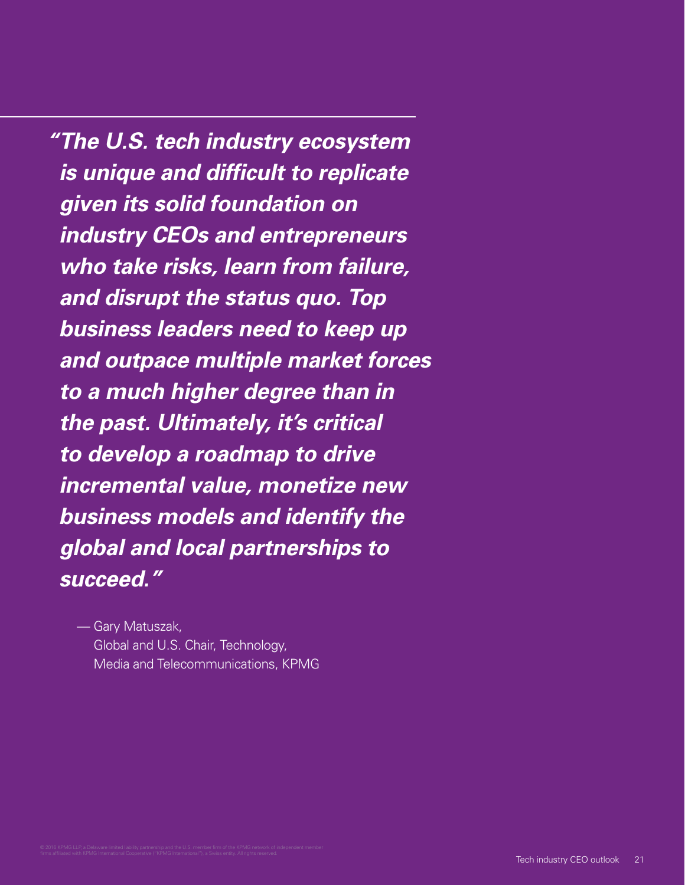***"The U.S. tech industry ecosystem is unique and difficult to replicate given its solid foundation on industry CEOs and entrepreneurs who take risks, learn from failure, and disrupt the status quo. Top business leaders need to keep up and outpace multiple market forces to a much higher degree than in the past. Ultimately, it's critical to develop a roadmap to drive incremental value, monetize new business models and identify the global and local partnerships to succeed."***

— Gary Matuszak,
Global and U.S. Chair, Technology,
Media and Telecommunications, KPMG

© 2016 KPMG LLP, a Delaware limited liability partnership and the U.S. member firm of the KPMG network of independent member firms affiliated with KPMG International Cooperative ("KPMG International"), a Swiss entity. All rights reserved.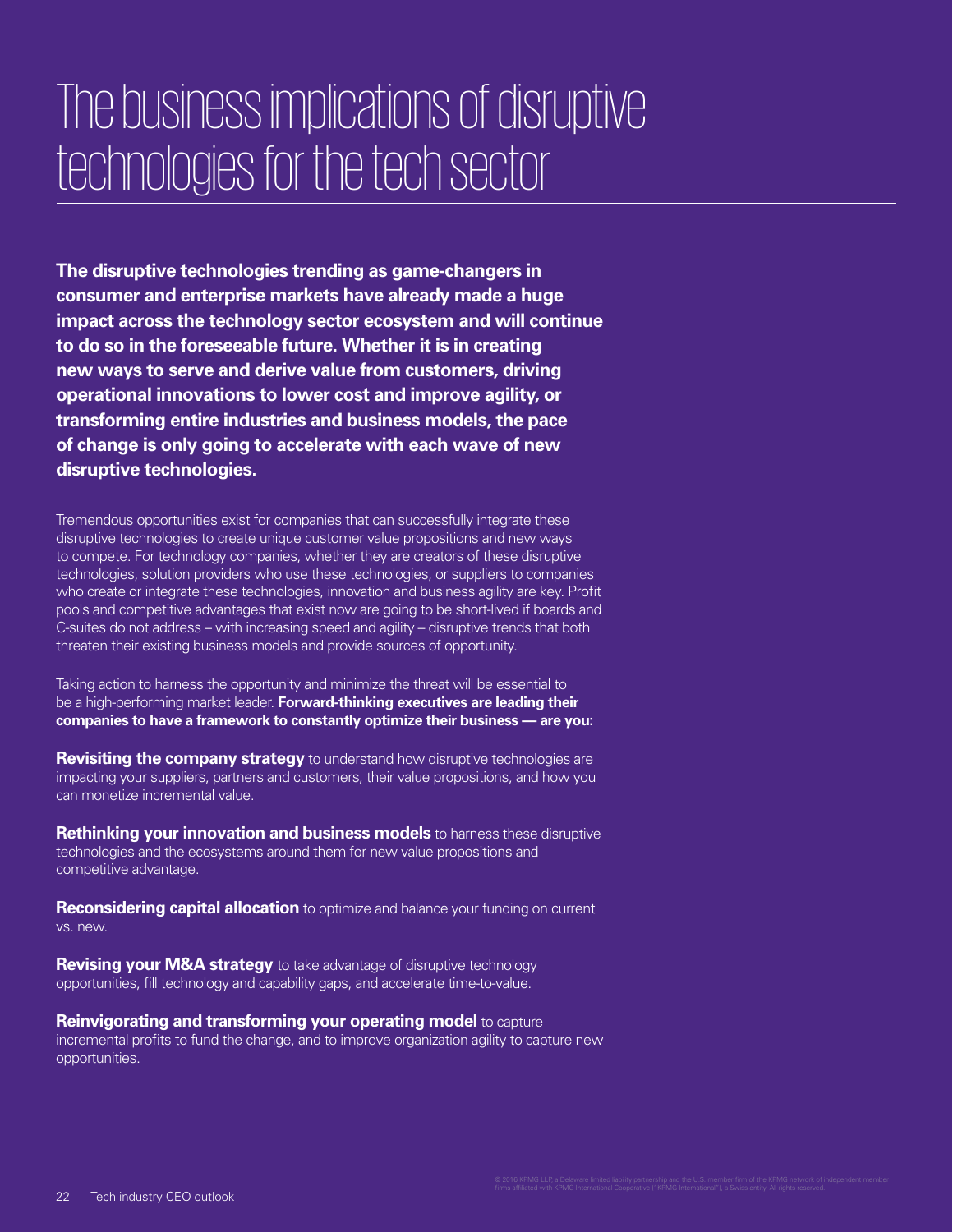# The business implications of disruptive technologies for the tech sector

**The disruptive technologies trending as game-changers in consumer and enterprise markets have already made a huge impact across the technology sector ecosystem and will continue to do so in the foreseeable future. Whether it is in creating new ways to serve and derive value from customers, driving operational innovations to lower cost and improve agility, or transforming entire industries and business models, the pace of change is only going to accelerate with each wave of new disruptive technologies.**

Tremendous opportunities exist for companies that can successfully integrate these disruptive technologies to create unique customer value propositions and new ways to compete. For technology companies, whether they are creators of these disruptive technologies, solution providers who use these technologies, or suppliers to companies who create or integrate these technologies, innovation and business agility are key. Profit pools and competitive advantages that exist now are going to be short-lived if boards and C-suites do not address – with increasing speed and agility – disruptive trends that both threaten their existing business models and provide sources of opportunity.

Taking action to harness the opportunity and minimize the threat will be essential to be a high-performing market leader. **Forward-thinking executives are leading their companies to have a framework to constantly optimize their business — are you:**

**Revisiting the company strategy** to understand how disruptive technologies are impacting your suppliers, partners and customers, their value propositions, and how you can monetize incremental value.

**Rethinking your innovation and business models** to harness these disruptive technologies and the ecosystems around them for new value propositions and competitive advantage.

**Reconsidering capital allocation** to optimize and balance your funding on current vs. new.

**Revising your M&A strategy** to take advantage of disruptive technology opportunities, fill technology and capability gaps, and accelerate time-to-value.

**Reinvigorating and transforming your operating model** to capture incremental profits to fund the change, and to improve organization agility to capture new opportunities.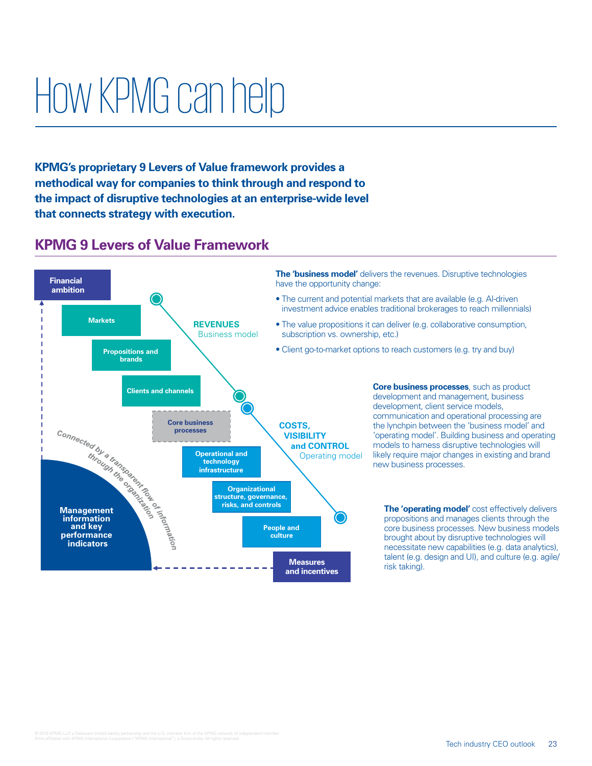# How KPMG can help

**KPMG's proprietary 9 Levers of Value framework provides a methodical way for companies to think through and respond to the impact of disruptive technologies at an enterprise-wide level that connects strategy with execution.**

## KPMG 9 Levers of Value Framework

- Financial ambition
- Markets
- Propositions and brands
- Clients and channels
- Core business processes
- Operational and technology infrastructure
- Organizational structure, governance, risks, and controls
- People and culture
- Measures and incentives

Management information and key performance indicators

*Connected by a transparent flow of information through the organization*

**REVENUES**
Business model

**COSTS, VISIBILITY and CONTROL**
Operating model

**The 'business model'** delivers the revenues. Disruptive technologies have the opportunity change:

- The current and potential markets that are available (e.g. AI-driven investment advice enables traditional brokerages to reach millennials)
- The value propositions it can deliver (e.g. collaborative consumption, subscription vs. ownership, etc.)
- Client go-to-market options to reach customers (e.g. try and buy)

**Core business processes**, such as product development and management, business development, client service models, communication and operational processing are the lynchpin between the 'business model' and 'operating model'. Building business and operating models to harness disruptive technologies will likely require major changes in existing and brand new business processes.

**The 'operating model'** cost effectively delivers propositions and manages clients through the core business processes. New business models brought about by disruptive technologies will necessitate new capabilities (e.g. data analytics), talent (e.g. design and UI), and culture (e.g. agile/risk taking).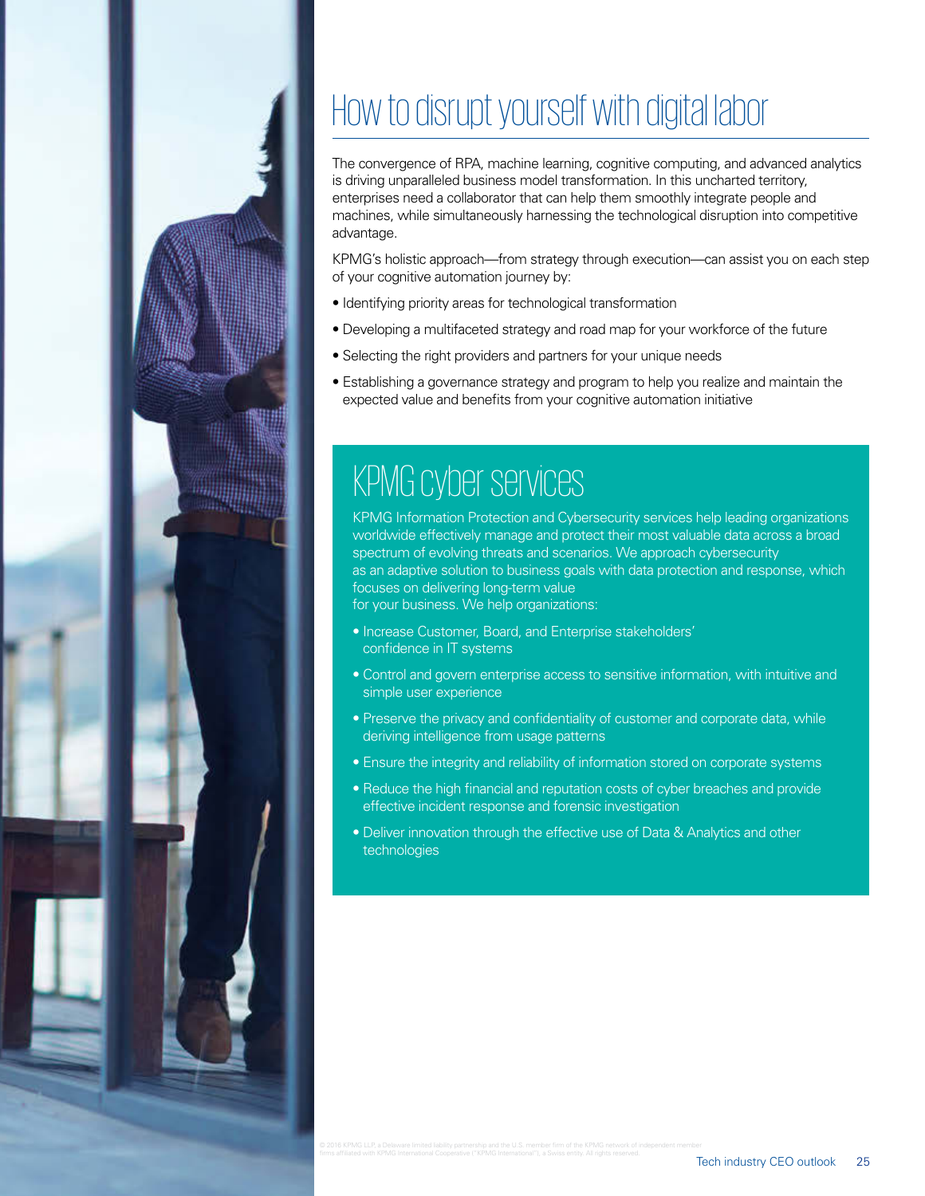# How to disrupt yourself with digital labor

The convergence of RPA, machine learning, cognitive computing, and advanced analytics is driving unparalleled business model transformation. In this uncharted territory, enterprises need a collaborator that can help them smoothly integrate people and machines, while simultaneously harnessing the technological disruption into competitive advantage.

KPMG's holistic approach—from strategy through execution—can assist you on each step of your cognitive automation journey by:

- Identifying priority areas for technological transformation
- Developing a multifaceted strategy and road map for your workforce of the future
- Selecting the right providers and partners for your unique needs
- Establishing a governance strategy and program to help you realize and maintain the expected value and benefits from your cognitive automation initiative

## KPMG cyber services

KPMG Information Protection and Cybersecurity services help leading organizations worldwide effectively manage and protect their most valuable data across a broad spectrum of evolving threats and scenarios. We approach cybersecurity as an adaptive solution to business goals with data protection and response, which focuses on delivering long-term value for your business. We help organizations:

- Increase Customer, Board, and Enterprise stakeholders' confidence in IT systems
- Control and govern enterprise access to sensitive information, with intuitive and simple user experience
- Preserve the privacy and confidentiality of customer and corporate data, while deriving intelligence from usage patterns
- Ensure the integrity and reliability of information stored on corporate systems
- Reduce the high financial and reputation costs of cyber breaches and provide effective incident response and forensic investigation
- Deliver innovation through the effective use of Data & Analytics and other technologies

© 2016 KPMG LLP, a Delaware limited liability partnership and the U.S. member firm of the KPMG network of independent member firms affiliated with KPMG International Cooperative ("KPMG International"), a Swiss entity. All rights reserved.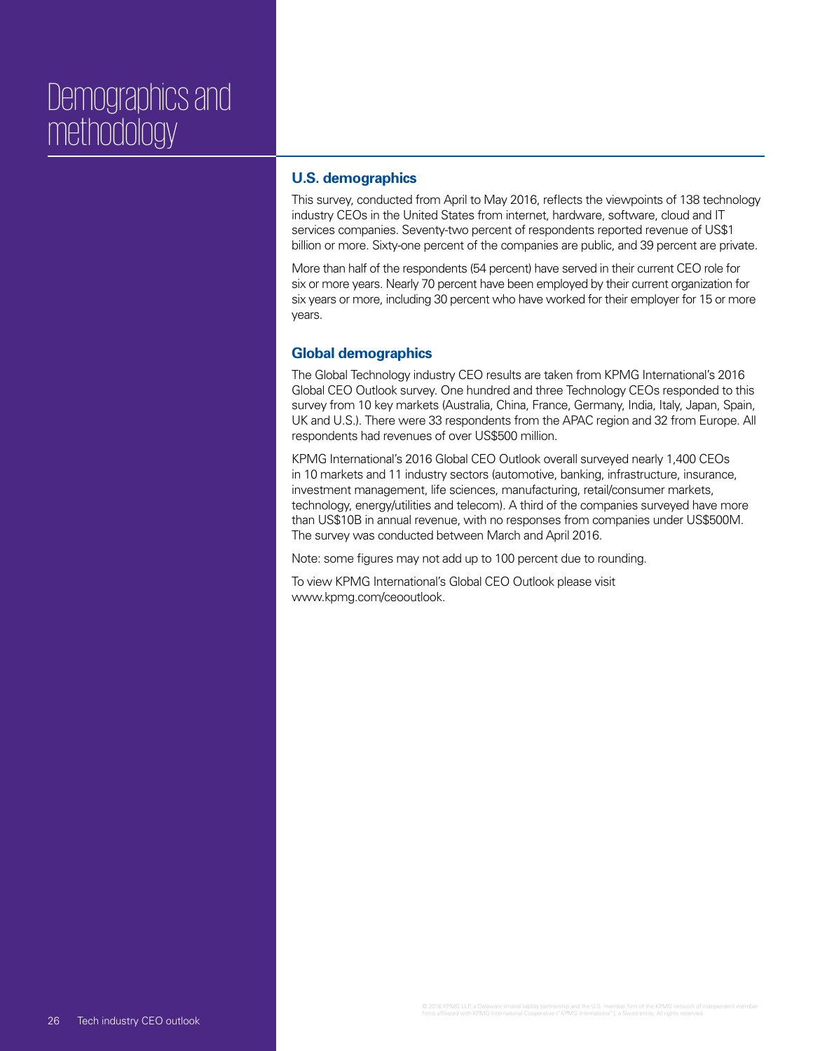# Demographics and methodology

## U.S. demographics

This survey, conducted from April to May 2016, reflects the viewpoints of 138 technology industry CEOs in the United States from internet, hardware, software, cloud and IT services companies. Seventy-two percent of respondents reported revenue of US$1 billion or more. Sixty-one percent of the companies are public, and 39 percent are private.

More than half of the respondents (54 percent) have served in their current CEO role for six or more years. Nearly 70 percent have been employed by their current organization for six years or more, including 30 percent who have worked for their employer for 15 or more years.

## Global demographics

The Global Technology industry CEO results are taken from KPMG International's 2016 Global CEO Outlook survey. One hundred and three Technology CEOs responded to this survey from 10 key markets (Australia, China, France, Germany, India, Italy, Japan, Spain, UK and U.S.). There were 33 respondents from the APAC region and 32 from Europe. All respondents had revenues of over US$500 million.

KPMG International's 2016 Global CEO Outlook overall surveyed nearly 1,400 CEOs in 10 markets and 11 industry sectors (automotive, banking, infrastructure, insurance, investment management, life sciences, manufacturing, retail/consumer markets, technology, energy/utilities and telecom). A third of the companies surveyed have more than US$10B in annual revenue, with no responses from companies under US$500M. The survey was conducted between March and April 2016.

Note: some figures may not add up to 100 percent due to rounding.

To view KPMG International's Global CEO Outlook please visit www.kpmg.com/ceooutlook.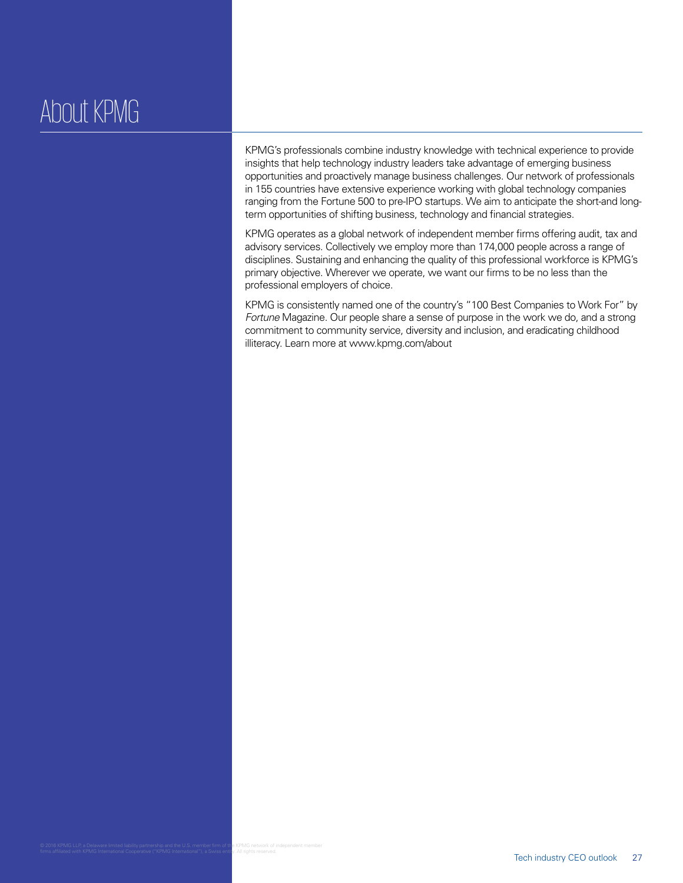# About KPMG

KPMG's professionals combine industry knowledge with technical experience to provide insights that help technology industry leaders take advantage of emerging business opportunities and proactively manage business challenges. Our network of professionals in 155 countries have extensive experience working with global technology companies ranging from the Fortune 500 to pre-IPO startups. We aim to anticipate the short-and long-term opportunities of shifting business, technology and financial strategies.

KPMG operates as a global network of independent member firms offering audit, tax and advisory services. Collectively we employ more than 174,000 people across a range of disciplines. Sustaining and enhancing the quality of this professional workforce is KPMG's primary objective. Wherever we operate, we want our firms to be no less than the professional employers of choice.

KPMG is consistently named one of the country's "100 Best Companies to Work For" by *Fortune* Magazine. Our people share a sense of purpose in the work we do, and a strong commitment to community service, diversity and inclusion, and eradicating childhood illiteracy. Learn more at www.kpmg.com/about

© 2016 KPMG LLP, a Delaware limited liability partnership and the U.S. member firm of the KPMG network of independent member firms affiliated with KPMG International Cooperative ("KPMG International"), a Swiss entity. All rights reserved.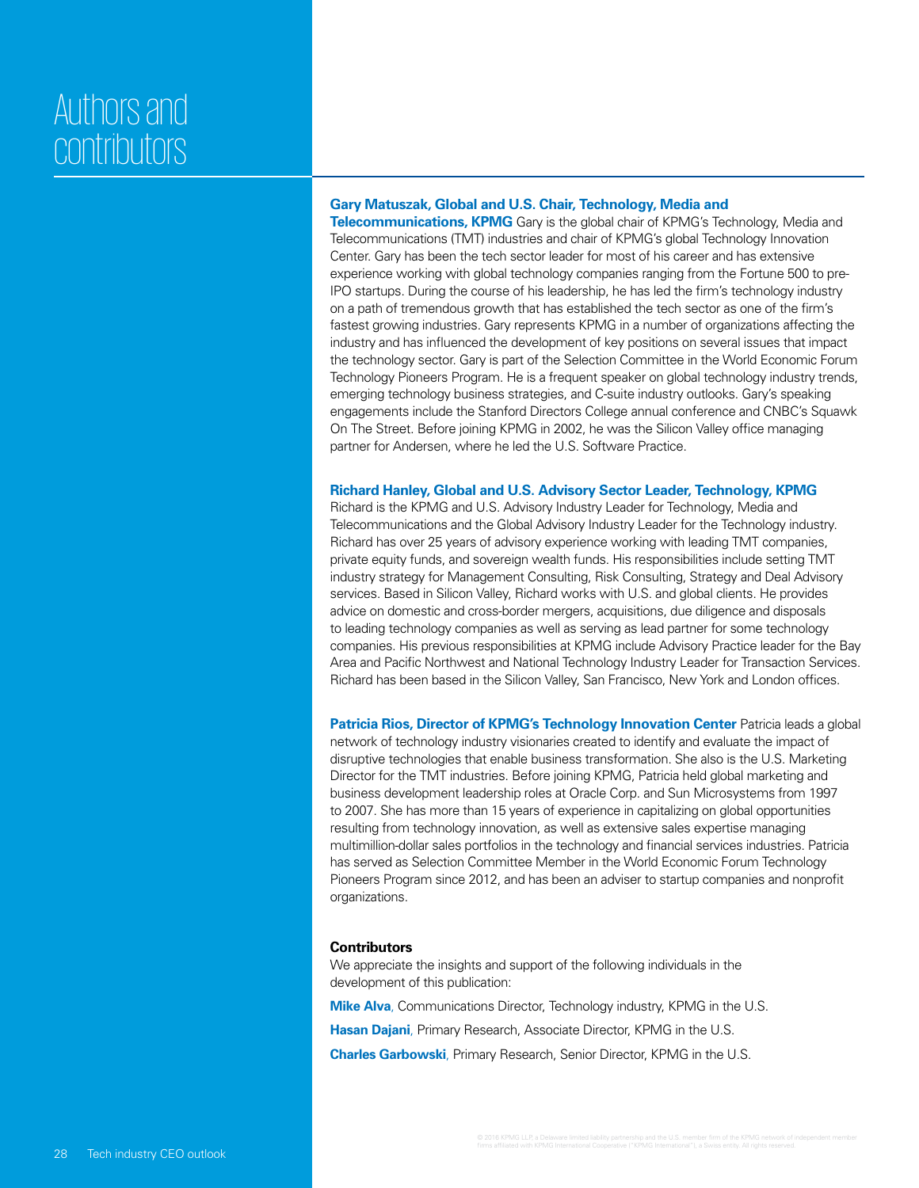# Authors and contributors

**Gary Matuszak, Global and U.S. Chair, Technology, Media and Telecommunications, KPMG** Gary is the global chair of KPMG's Technology, Media and Telecommunications (TMT) industries and chair of KPMG's global Technology Innovation Center. Gary has been the tech sector leader for most of his career and has extensive experience working with global technology companies ranging from the Fortune 500 to pre-IPO startups. During the course of his leadership, he has led the firm's technology industry on a path of tremendous growth that has established the tech sector as one of the firm's fastest growing industries. Gary represents KPMG in a number of organizations affecting the industry and has influenced the development of key positions on several issues that impact the technology sector. Gary is part of the Selection Committee in the World Economic Forum Technology Pioneers Program. He is a frequent speaker on global technology industry trends, emerging technology business strategies, and C-suite industry outlooks. Gary's speaking engagements include the Stanford Directors College annual conference and CNBC's Squawk On The Street. Before joining KPMG in 2002, he was the Silicon Valley office managing partner for Andersen, where he led the U.S. Software Practice.

**Richard Hanley, Global and U.S. Advisory Sector Leader, Technology, KPMG**
Richard is the KPMG and U.S. Advisory Industry Leader for Technology, Media and Telecommunications and the Global Advisory Industry Leader for the Technology industry. Richard has over 25 years of advisory experience working with leading TMT companies, private equity funds, and sovereign wealth funds. His responsibilities include setting TMT industry strategy for Management Consulting, Risk Consulting, Strategy and Deal Advisory services. Based in Silicon Valley, Richard works with U.S. and global clients. He provides advice on domestic and cross-border mergers, acquisitions, due diligence and disposals to leading technology companies as well as serving as lead partner for some technology companies. His previous responsibilities at KPMG include Advisory Practice leader for the Bay Area and Pacific Northwest and National Technology Industry Leader for Transaction Services. Richard has been based in the Silicon Valley, San Francisco, New York and London offices.

**Patricia Rios, Director of KPMG's Technology Innovation Center** Patricia leads a global network of technology industry visionaries created to identify and evaluate the impact of disruptive technologies that enable business transformation. She also is the U.S. Marketing Director for the TMT industries. Before joining KPMG, Patricia held global marketing and business development leadership roles at Oracle Corp. and Sun Microsystems from 1997 to 2007. She has more than 15 years of experience in capitalizing on global opportunities resulting from technology innovation, as well as extensive sales expertise managing multimillion-dollar sales portfolios in the technology and financial services industries. Patricia has served as Selection Committee Member in the World Economic Forum Technology Pioneers Program since 2012, and has been an adviser to startup companies and nonprofit organizations.

**Contributors**

We appreciate the insights and support of the following individuals in the development of this publication:

**Mike Alva**, Communications Director, Technology industry, KPMG in the U.S.

**Hasan Dajani**, Primary Research, Associate Director, KPMG in the U.S.

**Charles Garbowski**, Primary Research, Senior Director, KPMG in the U.S.

© 2016 KPMG LLP, a Delaware limited liability partnership and the U.S. member firm of the KPMG network of independent member firms affiliated with KPMG International Cooperative ("KPMG International"), a Swiss entity. All rights reserved.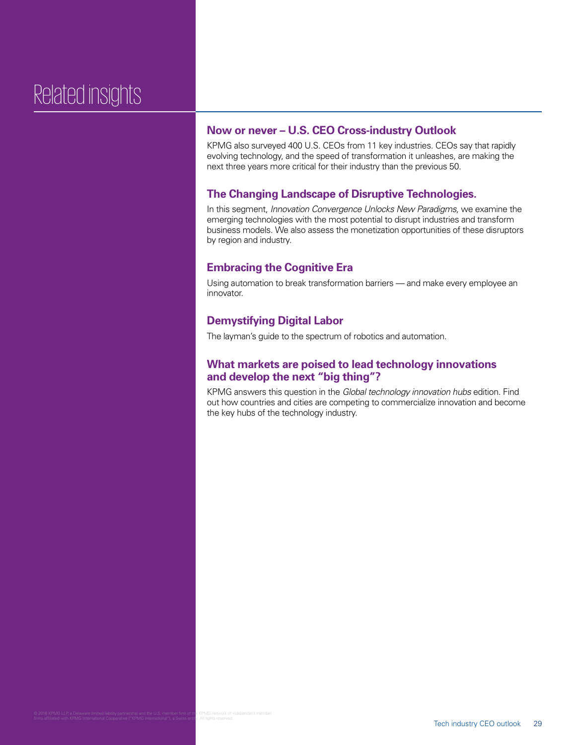# Related insights

## Now or never – U.S. CEO Cross-industry Outlook

KPMG also surveyed 400 U.S. CEOs from 11 key industries. CEOs say that rapidly evolving technology, and the speed of transformation it unleashes, are making the next three years more critical for their industry than the previous 50.

## The Changing Landscape of Disruptive Technologies.

In this segment, *Innovation Convergence Unlocks New Paradigms*, we examine the emerging technologies with the most potential to disrupt industries and transform business models. We also assess the monetization opportunities of these disruptors by region and industry.

## Embracing the Cognitive Era

Using automation to break transformation barriers — and make every employee an innovator.

## Demystifying Digital Labor

The layman's guide to the spectrum of robotics and automation.

## What markets are poised to lead technology innovations and develop the next "big thing"?

KPMG answers this question in the *Global technology innovation hubs* edition. Find out how countries and cities are competing to commercialize innovation and become the key hubs of the technology industry.

© 2016 KPMG LLP, a Delaware limited liability partnership and the U.S. member firm of the KPMG network of independent member firms affiliated with KPMG International Cooperative ("KPMG International"), a Swiss entity. All rights reserved.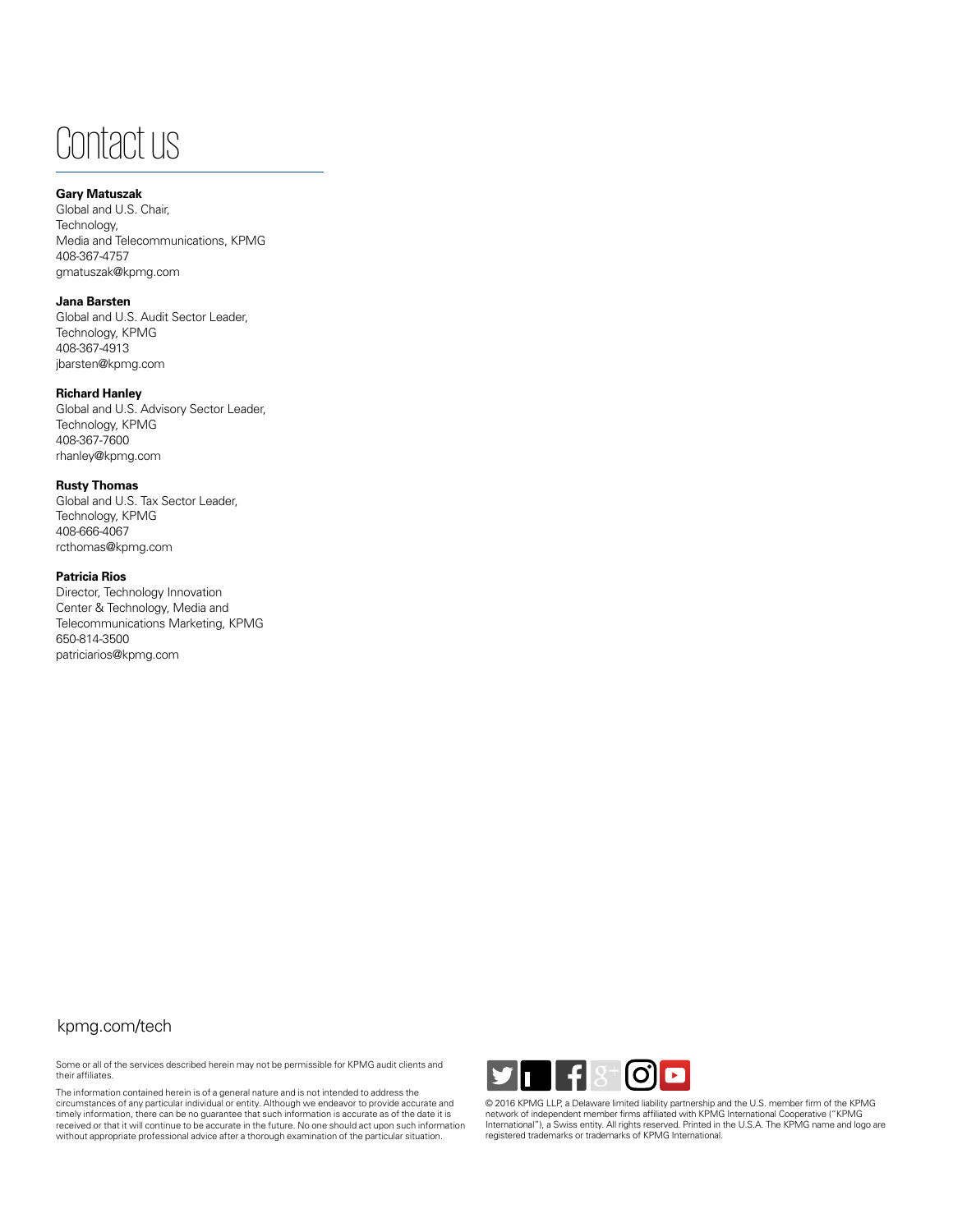# Contact us

**Gary Matuszak**
Global and U.S. Chair,
Technology,
Media and Telecommunications, KPMG
408-367-4757
gmatuszak@kpmg.com

**Jana Barsten**
Global and U.S. Audit Sector Leader,
Technology, KPMG
408-367-4913
jbarsten@kpmg.com

**Richard Hanley**
Global and U.S. Advisory Sector Leader,
Technology, KPMG
408-367-7600
rhanley@kpmg.com

**Rusty Thomas**
Global and U.S. Tax Sector Leader,
Technology, KPMG
408-666-4067
rcthomas@kpmg.com

**Patricia Rios**
Director, Technology Innovation
Center & Technology, Media and
Telecommunications Marketing, KPMG
650-814-3500
patriciarios@kpmg.com

kpmg.com/tech

Some or all of the services described herein may not be permissible for KPMG audit clients and their affiliates.

The information contained herein is of a general nature and is not intended to address the circumstances of any particular individual or entity. Although we endeavor to provide accurate and timely information, there can be no guarantee that such information is accurate as of the date it is received or that it will continue to be accurate in the future. No one should act upon such information without appropriate professional advice after a thorough examination of the particular situation.

© 2016 KPMG LLP, a Delaware limited liability partnership and the U.S. member firm of the KPMG network of independent member firms affiliated with KPMG International Cooperative ("KPMG International"), a Swiss entity. All rights reserved. Printed in the U.S.A. The KPMG name and logo are registered trademarks or trademarks of KPMG International.